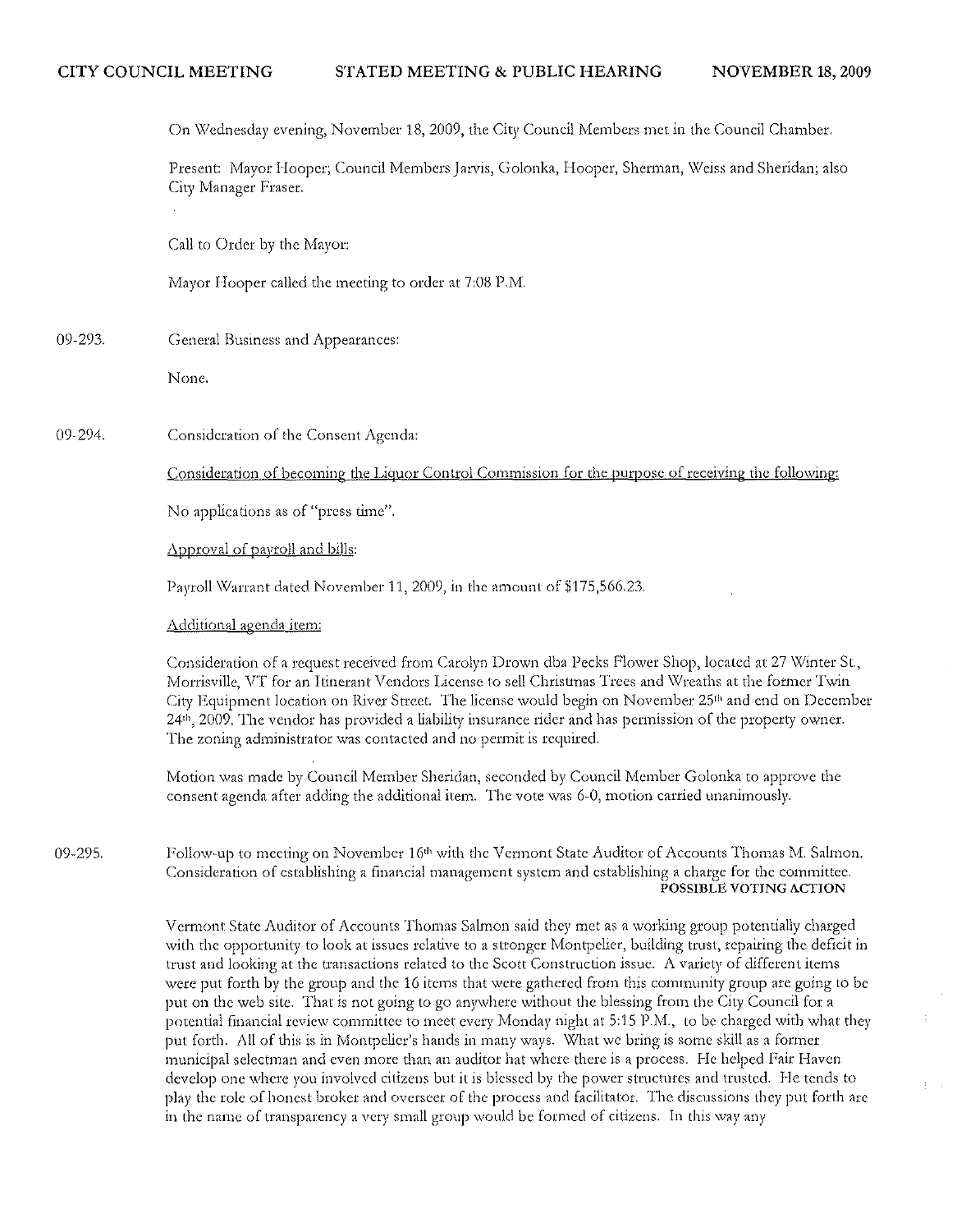CITY COUNCIL MEETING STATED MEETING & PUBLIC HEARING NOVEMBER 18, 2009

On Wednesday evening, November 18, 2009, the City Council Members met in the Council Chamber.

Present: Mayor Hooper; Council Members Jarvis, Golonka, Hooper, Sherman, Weiss and Sheridan; also City Manager Fraser.

Call to Order by the Mayor:

Mayor Hooper called the meeting to order at 7:08 P.M.

09-293. General Business and Appearances:

None.

09-294. Consideration of the Consent Agenda:

Consideration of becoming the Liquor Control Commission for the purpose of receiving the following:

No applications as of "press time".

Approval of payroll and bills:

Payroll Warrant dated November 11, 2009, in the amount of $175,566.23.

Additional agenda item:

Consideration of a request received from Carolyn Drown dba Pecks Flower Shop, located at 27 Winter St., Morrisville, VT for an Itinerant Vendors License to sell Christmas Trees and Wreaths at the former Twin City Equipment location on River Street. The license would begin on November 25th and end on December 24th, 2009. The vendor has provided a liability insurance rider and has permission of the property owner. The zoning administrator was contacted and no permit is required.

Motion was made by Council Member Sheridan, seconded by Council Member Golonka to approve the consent agenda after adding the additional item. The vote was 6-0, motion carried unanimously.

09-295. Follow-up to meeting on November 16th with the Vermont State Auditor of Accounts Thomas M. Salmon. Consideration of establishing a financial management system and establishing a charge for the committee.
**POSSIBLE VOTING ACTION**

Vermont State Auditor of Accounts Thomas Salmon said they met as a working group potentially charged with the opportunity to look at issues relative to a stronger Montpelier, building trust, repairing the deficit in trust and looking at the transactions related to the Scott Construction issue. A variety of different items were put forth by the group and the 16 items that were gathered from this community group are going to be put on the web site. That is not going to go anywhere without the blessing from the City Council for a potential financial review committee to meet every Monday night at 5:15 P.M., to be charged with what they put forth. All of this is in Montpelier's hands in many ways. What we bring is some skill as a former municipal selectman and even more than an auditor hat where there is a process. He helped Fair Haven develop one where you involved citizens but it is blessed by the power structures and trusted. He tends to play the role of honest broker and overseer of the process and facilitator. The discussions they put forth are in the name of transparency a very small group would be formed of citizens. In this way any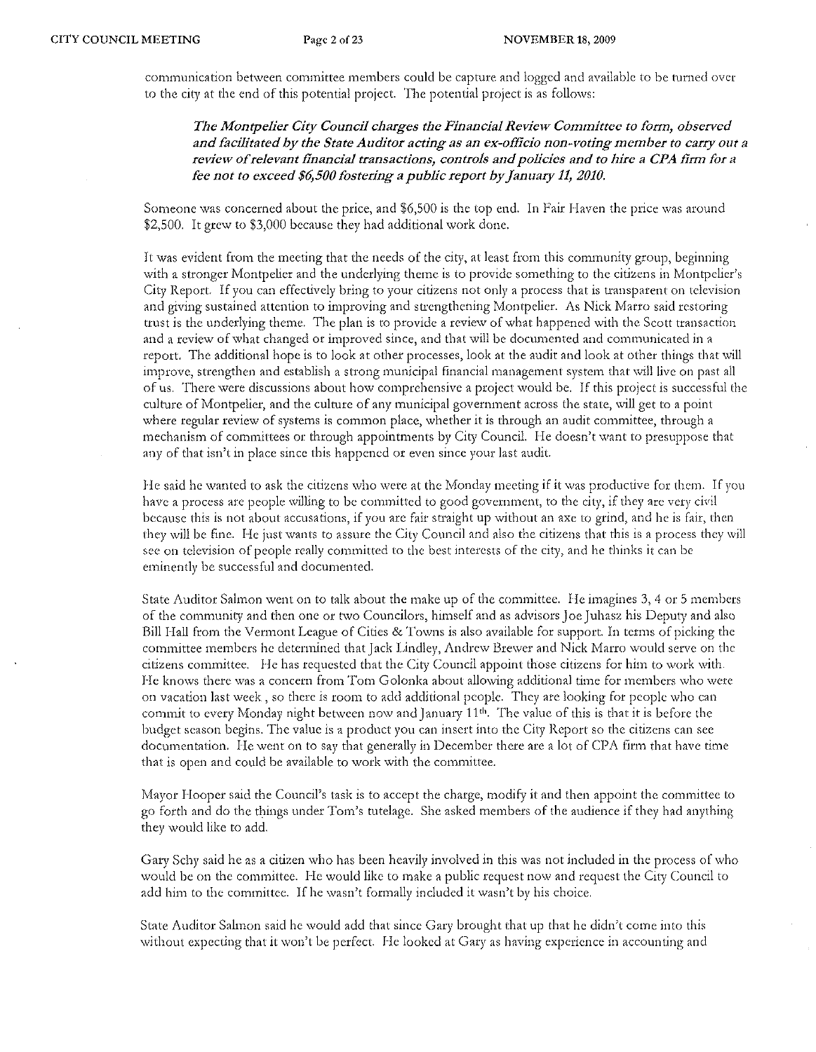communication between committee members could be capture and logged and available to be turned over to the city at the end of this potential project. The potential project is as follows:

> ***The Montpelier City Council charges the Financial Review Committee to form, observed and facilitated by the State Auditor acting as an ex-officio non-voting member to carry out a review of relevant financial transactions, controls and policies and to hire a CPA firm for a fee not to exceed \$6,500 fostering a public report by January 11, 2010.***

Someone was concerned about the price, and \$6,500 is the top end. In Fair Haven the price was around \$2,500. It grew to \$3,000 because they had additional work done.

It was evident from the meeting that the needs of the city, at least from this community group, beginning with a stronger Montpelier and the underlying theme is to provide something to the citizens in Montpelier's City Report. If you can effectively bring to your citizens not only a process that is transparent on television and giving sustained attention to improving and strengthening Montpelier. As Nick Marro said restoring trust is the underlying theme. The plan is to provide a review of what happened with the Scott transaction and a review of what changed or improved since, and that will be documented and communicated in a report. The additional hope is to look at other processes, look at the audit and look at other things that will improve, strengthen and establish a strong municipal financial management system that will live on past all of us. There were discussions about how comprehensive a project would be. If this project is successful the culture of Montpelier, and the culture of any municipal government across the state, will get to a point where regular review of systems is common place, whether it is through an audit committee, through a mechanism of committees or through appointments by City Council. He doesn't want to presuppose that any of that isn't in place since this happened or even since your last audit.

He said he wanted to ask the citizens who were at the Monday meeting if it was productive for them. If you have a process are people willing to be committed to good government, to the city, if they are very civil because this is not about accusations, if you are fair straight up without an axe to grind, and he is fair, then they will be fine. He just wants to assure the City Council and also the citizens that this is a process they will see on television of people really committed to the best interests of the city, and he thinks it can be eminently be successful and documented.

State Auditor Salmon went on to talk about the make up of the committee. He imagines 3, 4 or 5 members of the community and then one or two Councilors, himself and as advisors Joe Juhasz his Deputy and also Bill Hall from the Vermont League of Cities & Towns is also available for support. In terms of picking the committee members he determined that Jack Lindley, Andrew Brewer and Nick Marro would serve on the citizens committee. He has requested that the City Council appoint those citizens for him to work with. He knows there was a concern from Tom Golonka about allowing additional time for members who were on vacation last week , so there is room to add additional people. They are looking for people who can commit to every Monday night between now and January 11th. The value of this is that it is before the budget season begins. The value is a product you can insert into the City Report so the citizens can see documentation. He went on to say that generally in December there are a lot of CPA firm that have time that is open and could be available to work with the committee.

Mayor Hooper said the Council's task is to accept the charge, modify it and then appoint the committee to go forth and do the things under Tom's tutelage. She asked members of the audience if they had anything they would like to add.

Gary Schy said he as a citizen who has been heavily involved in this was not included in the process of who would be on the committee. He would like to make a public request now and request the City Council to add him to the committee. If he wasn't formally included it wasn't by his choice.

State Auditor Salmon said he would add that since Gary brought that up that he didn't come into this without expecting that it won't be perfect. He looked at Gary as having experience in accounting and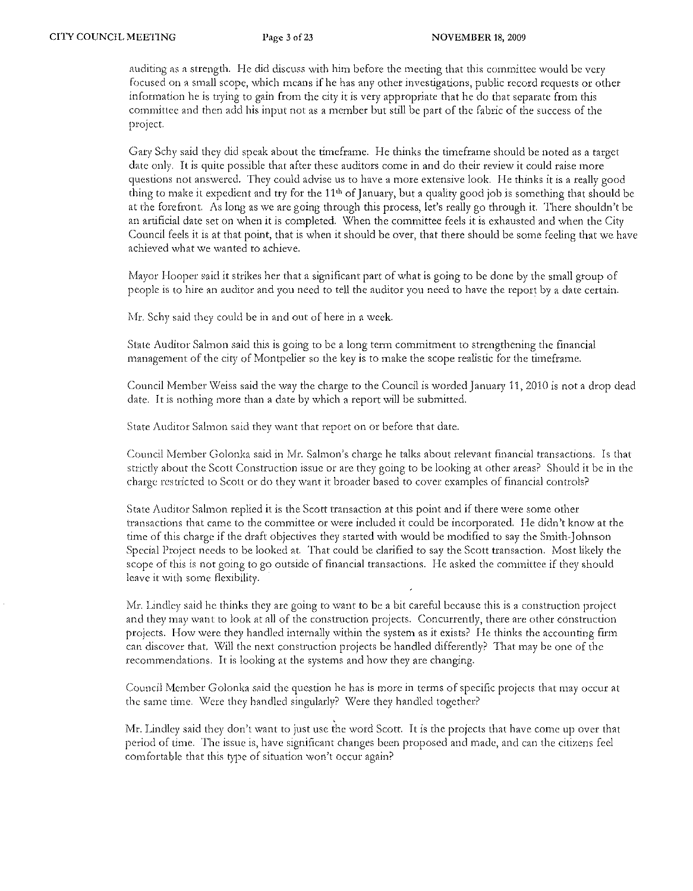auditing as a strength. He did discuss with him before the meeting that this committee would be very focused on a small scope, which means if he has any other investigations, public record requests or other information he is trying to gain from the city it is very appropriate that he do that separate from this committee and then add his input not as a member but still be part of the fabric of the success of the project.

Gary Schy said they did speak about the timeframe. He thinks the timeframe should be noted as a target date only. It is quite possible that after these auditors come in and do their review it could raise more questions not answered. They could advise us to have a more extensive look. He thinks it is a really good thing to make it expedient and try for the 11th of January, but a quality good job is something that should be at the forefront. As long as we are going through this process, let's really go through it. There shouldn't be an artificial date set on when it is completed. When the committee feels it is exhausted and when the City Council feels it is at that point, that is when it should be over, that there should be some feeling that we have achieved what we wanted to achieve.

Mayor Hooper said it strikes her that a significant part of what is going to be done by the small group of people is to hire an auditor and you need to tell the auditor you need to have the report by a date certain.

Mr. Schy said they could be in and out of here in a week.

State Auditor Salmon said this is going to be a long term commitment to strengthening the financial management of the city of Montpelier so the key is to make the scope realistic for the timeframe.

Council Member Weiss said the way the charge to the Council is worded January 11, 2010 is not a drop dead date. It is nothing more than a date by which a report will be submitted.

State Auditor Salmon said they want that report on or before that date.

Council Member Golonka said in Mr. Salmon's charge he talks about relevant financial transactions. Is that strictly about the Scott Construction issue or are they going to be looking at other areas? Should it be in the charge restricted to Scott or do they want it broader based to cover examples of financial controls?

State Auditor Salmon replied it is the Scott transaction at this point and if there were some other transactions that came to the committee or were included it could be incorporated. He didn't know at the time of this charge if the draft objectives they started with would be modified to say the Smith-Johnson Special Project needs to be looked at. That could be clarified to say the Scott transaction. Most likely the scope of this is not going to go outside of financial transactions. He asked the committee if they should leave it with some flexibility.

Mr. Lindley said he thinks they are going to want to be a bit careful because this is a construction project and they may want to look at all of the construction projects. Concurrently, there are other construction projects. How were they handled internally within the system as it exists? He thinks the accounting firm can discover that. Will the next construction projects be handled differently? That may be one of the recommendations. It is looking at the systems and how they are changing.

Council Member Golonka said the question he has is more in terms of specific projects that may occur at the same time. Were they handled singularly? Were they handled together?

Mr. Lindley said they don't want to just use the word Scott. It is the projects that have come up over that period of time. The issue is, have significant changes been proposed and made, and can the citizens feel comfortable that this type of situation won't occur again?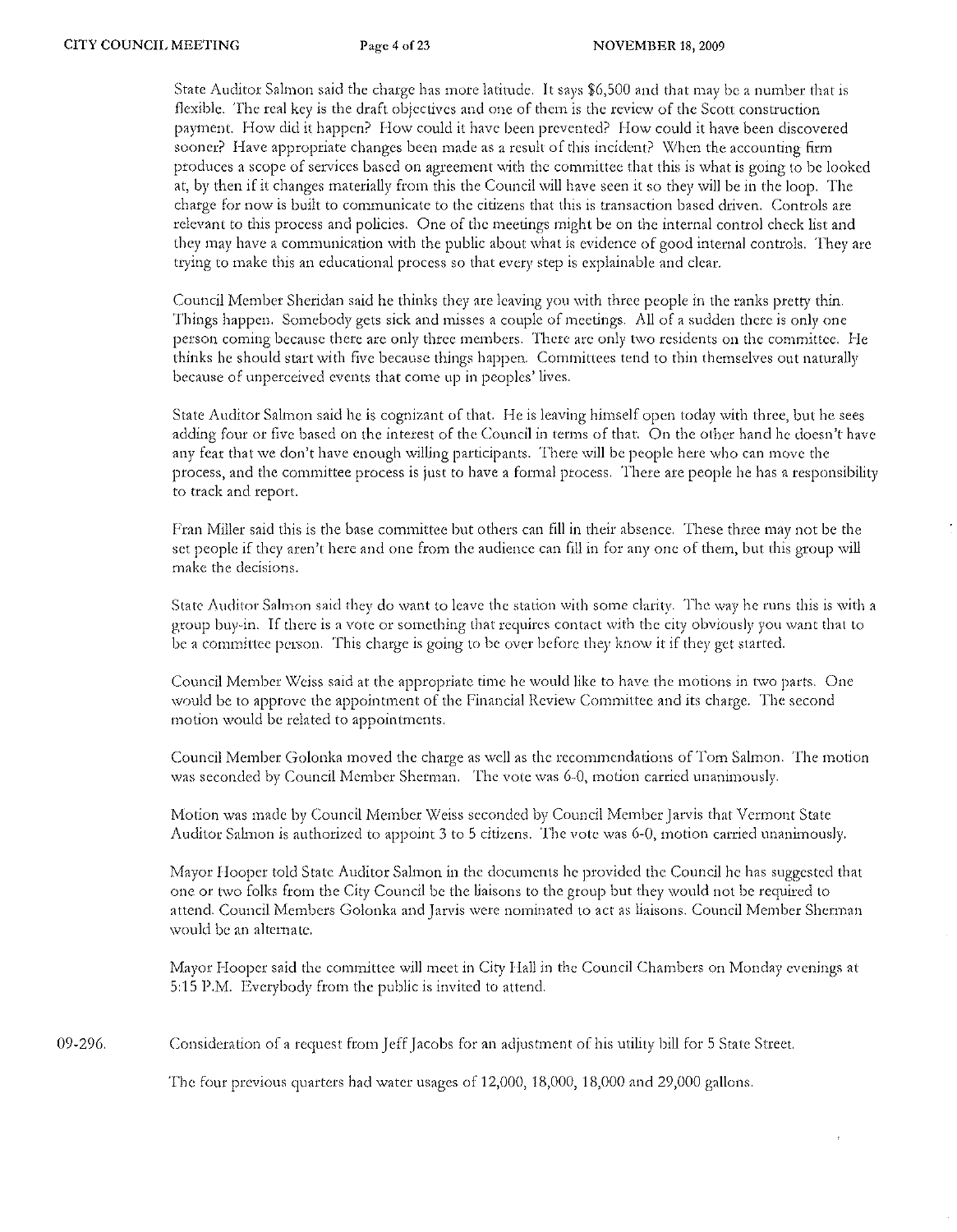State Auditor Salmon said the charge has more latitude. It says $6,500 and that may be a number that is flexible. The real key is the draft objectives and one of them is the review of the Scott construction payment. How did it happen? How could it have been prevented? How could it have been discovered sooner? Have appropriate changes been made as a result of this incident? When the accounting firm produces a scope of services based on agreement with the committee that this is what is going to be looked at, by then if it changes materially from this the Council will have seen it so they will be in the loop. The charge for now is built to communicate to the citizens that this is transaction based driven. Controls are relevant to this process and policies. One of the meetings might be on the internal control check list and they may have a communication with the public about what is evidence of good internal controls. They are trying to make this an educational process so that every step is explainable and clear.

Council Member Sheridan said he thinks they are leaving you with three people in the ranks pretty thin. Things happen. Somebody gets sick and misses a couple of meetings. All of a sudden there is only one person coming because there are only three members. There are only two residents on the committee. He thinks he should start with five because things happen. Committees tend to thin themselves out naturally because of unperceived events that come up in peoples' lives.

State Auditor Salmon said he is cognizant of that. He is leaving himself open today with three, but he sees adding four or five based on the interest of the Council in terms of that. On the other hand he doesn't have any fear that we don't have enough willing participants. There will be people here who can move the process, and the committee process is just to have a formal process. There are people he has a responsibility to track and report.

Fran Miller said this is the base committee but others can fill in their absence. These three may not be the set people if they aren't here and one from the audience can fill in for any one of them, but this group will make the decisions.

State Auditor Salmon said they do want to leave the station with some clarity. The way he runs this is with a group buy-in. If there is a vote or something that requires contact with the city obviously you want that to be a committee person. This charge is going to be over before they know it if they get started.

Council Member Weiss said at the appropriate time he would like to have the motions in two parts. One would be to approve the appointment of the Financial Review Committee and its charge. The second motion would be related to appointments.

Council Member Golonka moved the charge as well as the recommendations of Tom Salmon. The motion was seconded by Council Member Sherman. The vote was 6-0, motion carried unanimously.

Motion was made by Council Member Weiss seconded by Council Member Jarvis that Vermont State Auditor Salmon is authorized to appoint 3 to 5 citizens. The vote was 6-0, motion carried unanimously.

Mayor Hooper told State Auditor Salmon in the documents he provided the Council he has suggested that one or two folks from the City Council be the liaisons to the group but they would not be required to attend. Council Members Golonka and Jarvis were nominated to act as liaisons. Council Member Sherman would be an alternate.

Mayor Hooper said the committee will meet in City Hall in the Council Chambers on Monday evenings at 5:15 P.M. Everybody from the public is invited to attend.

09-296. Consideration of a request from Jeff Jacobs for an adjustment of his utility bill for 5 State Street.

The four previous quarters had water usages of 12,000, 18,000, 18,000 and 29,000 gallons.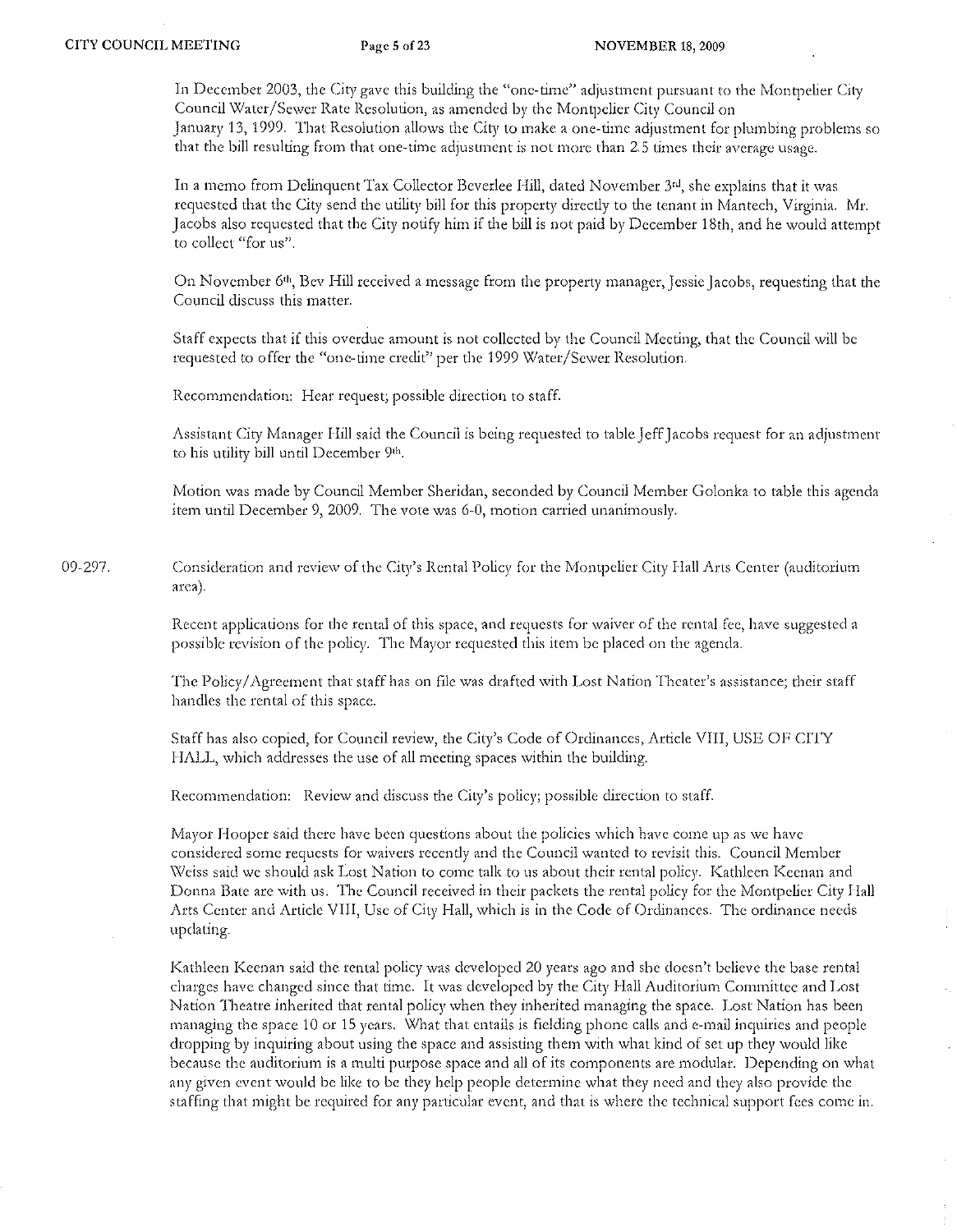In December 2003, the City gave this building the "one-time" adjustment pursuant to the Montpelier City Council Water/Sewer Rate Resolution, as amended by the Montpelier City Council on January 13, 1999. That Resolution allows the City to make a one-time adjustment for plumbing problems so that the bill resulting from that one-time adjustment is not more than 2.5 times their average usage.

In a memo from Delinquent Tax Collector Beverlee Hill, dated November 3rd, she explains that it was requested that the City send the utility bill for this property directly to the tenant in Mantech, Virginia. Mr. Jacobs also requested that the City notify him if the bill is not paid by December 18th, and he would attempt to collect "for us".

On November 6th, Bev Hill received a message from the property manager, Jessie Jacobs, requesting that the Council discuss this matter.

Staff expects that if this overdue amount is not collected by the Council Meeting, that the Council will be requested to offer the "one-time credit" per the 1999 Water/Sewer Resolution.

Recommendation: Hear request; possible direction to staff.

Assistant City Manager Hill said the Council is being requested to table Jeff Jacobs request for an adjustment to his utility bill until December 9th.

Motion was made by Council Member Sheridan, seconded by Council Member Golonka to table this agenda item until December 9, 2009. The vote was 6-0, motion carried unanimously.

09-297. Consideration and review of the City's Rental Policy for the Montpelier City Hall Arts Center (auditorium area).

Recent applications for the rental of this space, and requests for waiver of the rental fee, have suggested a possible revision of the policy. The Mayor requested this item be placed on the agenda.

The Policy/Agreement that staff has on file was drafted with Lost Nation Theater's assistance; their staff handles the rental of this space.

Staff has also copied, for Council review, the City's Code of Ordinances, Article VIII, USE OF CITY HALL, which addresses the use of all meeting spaces within the building.

Recommendation: Review and discuss the City's policy; possible direction to staff.

Mayor Hooper said there have been questions about the policies which have come up as we have considered some requests for waivers recently and the Council wanted to revisit this. Council Member Weiss said we should ask Lost Nation to come talk to us about their rental policy. Kathleen Keenan and Donna Bate are with us. The Council received in their packets the rental policy for the Montpelier City Hall Arts Center and Article VIII, Use of City Hall, which is in the Code of Ordinances. The ordinance needs updating.

Kathleen Keenan said the rental policy was developed 20 years ago and she doesn't believe the base rental charges have changed since that time. It was developed by the City Hall Auditorium Committee and Lost Nation Theatre inherited that rental policy when they inherited managing the space. Lost Nation has been managing the space 10 or 15 years. What that entails is fielding phone calls and e-mail inquiries and people dropping by inquiring about using the space and assisting them with what kind of set up they would like because the auditorium is a multi purpose space and all of its components are modular. Depending on what any given event would be like to be they help people determine what they need and they also provide the staffing that might be required for any particular event, and that is where the technical support fees come in.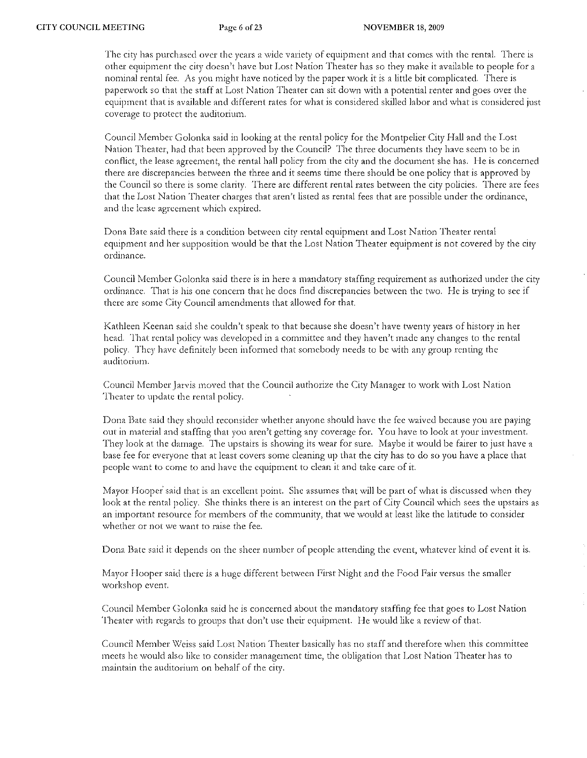The city has purchased over the years a wide variety of equipment and that comes with the rental. There is other equipment the city doesn't have but Lost Nation Theater has so they make it available to people for a nominal rental fee. As you might have noticed by the paper work it is a little bit complicated. There is paperwork so that the staff at Lost Nation Theater can sit down with a potential renter and goes over the equipment that is available and different rates for what is considered skilled labor and what is considered just coverage to protect the auditorium.

Council Member Golonka said in looking at the rental policy for the Montpelier City Hall and the Lost Nation Theater, had that been approved by the Council? The three documents they have seem to be in conflict, the lease agreement, the rental hall policy from the city and the document she has. He is concerned there are discrepancies between the three and it seems time there should be one policy that is approved by the Council so there is some clarity. There are different rental rates between the city policies. There are fees that the Lost Nation Theater charges that aren't listed as rental fees that are possible under the ordinance, and the lease agreement which expired.

Dona Bate said there is a condition between city rental equipment and Lost Nation Theater rental equipment and her supposition would be that the Lost Nation Theater equipment is not covered by the city ordinance.

Council Member Golonka said there is in here a mandatory staffing requirement as authorized under the city ordinance. That is his one concern that he does find discrepancies between the two. He is trying to see if there are some City Council amendments that allowed for that.

Kathleen Keenan said she couldn't speak to that because she doesn't have twenty years of history in her head. That rental policy was developed in a committee and they haven't made any changes to the rental policy. They have definitely been informed that somebody needs to be with any group renting the auditorium.

Council Member Jarvis moved that the Council authorize the City Manager to work with Lost Nation Theater to update the rental policy.

Dona Bate said they should reconsider whether anyone should have the fee waived because you are paying out in material and staffing that you aren't getting any coverage for. You have to look at your investment. They look at the damage. The upstairs is showing its wear for sure. Maybe it would be fairer to just have a base fee for everyone that at least covers some cleaning up that the city has to do so you have a place that people want to come to and have the equipment to clean it and take care of it.

Mayor Hooper said that is an excellent point. She assumes that will be part of what is discussed when they look at the rental policy. She thinks there is an interest on the part of City Council which sees the upstairs as an important resource for members of the community, that we would at least like the latitude to consider whether or not we want to raise the fee.

Dona Bate said it depends on the sheer number of people attending the event, whatever kind of event it is.

Mayor Hooper said there is a huge different between First Night and the Food Fair versus the smaller workshop event.

Council Member Golonka said he is concerned about the mandatory staffing fee that goes to Lost Nation Theater with regards to groups that don't use their equipment. He would like a review of that.

Council Member Weiss said Lost Nation Theater basically has no staff and therefore when this committee meets he would also like to consider management time, the obligation that Lost Nation Theater has to maintain the auditorium on behalf of the city.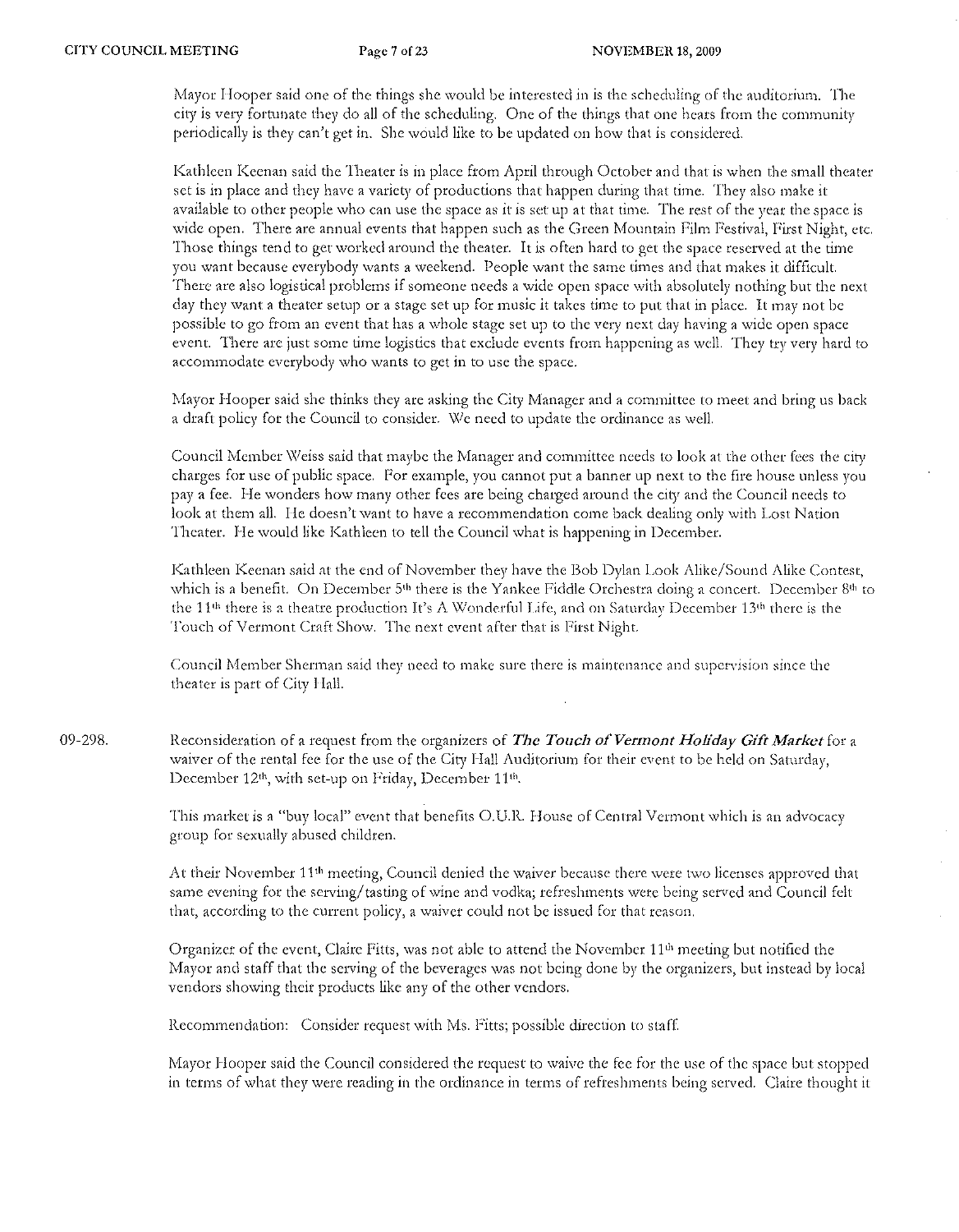Mayor Hooper said one of the things she would be interested in is the scheduling of the auditorium. The city is very fortunate they do all of the scheduling. One of the things that one hears from the community periodically is they can't get in. She would like to be updated on how that is considered.

Kathleen Keenan said the Theater is in place from April through October and that is when the small theater set is in place and they have a variety of productions that happen during that time. They also make it available to other people who can use the space as it is set up at that time. The rest of the year the space is wide open. There are annual events that happen such as the Green Mountain Film Festival, First Night, etc. Those things tend to get worked around the theater. It is often hard to get the space reserved at the time you want because everybody wants a weekend. People want the same times and that makes it difficult. There are also logistical problems if someone needs a wide open space with absolutely nothing but the next day they want a theater setup or a stage set up for music it takes time to put that in place. It may not be possible to go from an event that has a whole stage set up to the very next day having a wide open space event. There are just some time logistics that exclude events from happening as well. They try very hard to accommodate everybody who wants to get in to use the space.

Mayor Hooper said she thinks they are asking the City Manager and a committee to meet and bring us back a draft policy for the Council to consider. We need to update the ordinance as well.

Council Member Weiss said that maybe the Manager and committee needs to look at the other fees the city charges for use of public space. For example, you cannot put a banner up next to the fire house unless you pay a fee. He wonders how many other fees are being charged around the city and the Council needs to look at them all. He doesn't want to have a recommendation come back dealing only with Lost Nation Theater. He would like Kathleen to tell the Council what is happening in December.

Kathleen Keenan said at the end of November they have the Bob Dylan Look Alike/Sound Alike Contest, which is a benefit. On December 5th there is the Yankee Fiddle Orchestra doing a concert. December 8th to the 11th there is a theatre production It's A Wonderful Life, and on Saturday December 13th there is the Touch of Vermont Craft Show. The next event after that is First Night.

Council Member Sherman said they need to make sure there is maintenance and supervision since the theater is part of City Hall.

09-298. Reconsideration of a request from the organizers of ***The Touch of Vermont Holiday Gift Market*** for a waiver of the rental fee for the use of the City Hall Auditorium for their event to be held on Saturday, December 12th, with set-up on Friday, December 11th.

This market is a "buy local" event that benefits O.U.R. House of Central Vermont which is an advocacy group for sexually abused children.

At their November 11th meeting, Council denied the waiver because there were two licenses approved that same evening for the serving/tasting of wine and vodka; refreshments were being served and Council felt that, according to the current policy, a waiver could not be issued for that reason.

Organizer of the event, Claire Fitts, was not able to attend the November 11th meeting but notified the Mayor and staff that the serving of the beverages was not being done by the organizers, but instead by local vendors showing their products like any of the other vendors.

Recommendation: Consider request with Ms. Fitts; possible direction to staff.

Mayor Hooper said the Council considered the request to waive the fee for the use of the space but stopped in terms of what they were reading in the ordinance in terms of refreshments being served. Claire thought it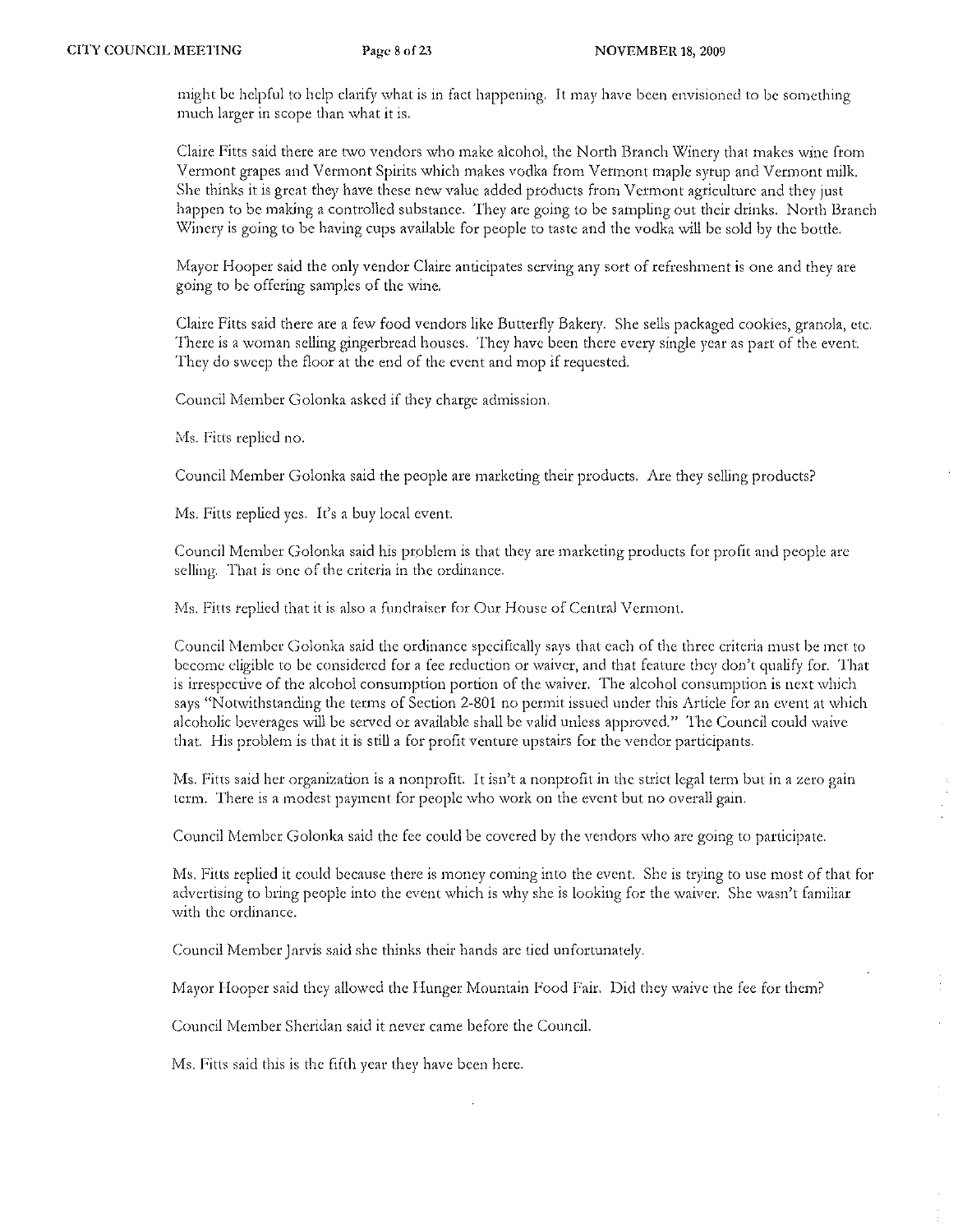might be helpful to help clarify what is in fact happening. It may have been envisioned to be something much larger in scope than what it is.

Claire Fitts said there are two vendors who make alcohol, the North Branch Winery that makes wine from Vermont grapes and Vermont Spirits which makes vodka from Vermont maple syrup and Vermont milk. She thinks it is great they have these new value added products from Vermont agriculture and they just happen to be making a controlled substance. They are going to be sampling out their drinks. North Branch Winery is going to be having cups available for people to taste and the vodka will be sold by the bottle.

Mayor Hooper said the only vendor Claire anticipates serving any sort of refreshment is one and they are going to be offering samples of the wine.

Claire Fitts said there are a few food vendors like Butterfly Bakery. She sells packaged cookies, granola, etc. There is a woman selling gingerbread houses. They have been there every single year as part of the event. They do sweep the floor at the end of the event and mop if requested.

Council Member Golonka asked if they charge admission.

Ms. Fitts replied no.

Council Member Golonka said the people are marketing their products. Are they selling products?

Ms. Fitts replied yes. It's a buy local event.

Council Member Golonka said his problem is that they are marketing products for profit and people are selling. That is one of the criteria in the ordinance.

Ms. Fitts replied that it is also a fundraiser for Our House of Central Vermont.

Council Member Golonka said the ordinance specifically says that each of the three criteria must be met to become eligible to be considered for a fee reduction or waiver, and that feature they don't qualify for. That is irrespective of the alcohol consumption portion of the waiver. The alcohol consumption is next which says "Notwithstanding the terms of Section 2-801 no permit issued under this Article for an event at which alcoholic beverages will be served or available shall be valid unless approved." The Council could waive that. His problem is that it is still a for profit venture upstairs for the vendor participants.

Ms. Fitts said her organization is a nonprofit. It isn't a nonprofit in the strict legal term but in a zero gain term. There is a modest payment for people who work on the event but no overall gain.

Council Member Golonka said the fee could be covered by the vendors who are going to participate.

Ms. Fitts replied it could because there is money coming into the event. She is trying to use most of that for advertising to bring people into the event which is why she is looking for the waiver. She wasn't familiar with the ordinance.

Council Member Jarvis said she thinks their hands are tied unfortunately.

Mayor Hooper said they allowed the Hunger Mountain Food Fair. Did they waive the fee for them?

Council Member Sheridan said it never came before the Council.

Ms. Fitts said this is the fifth year they have been here.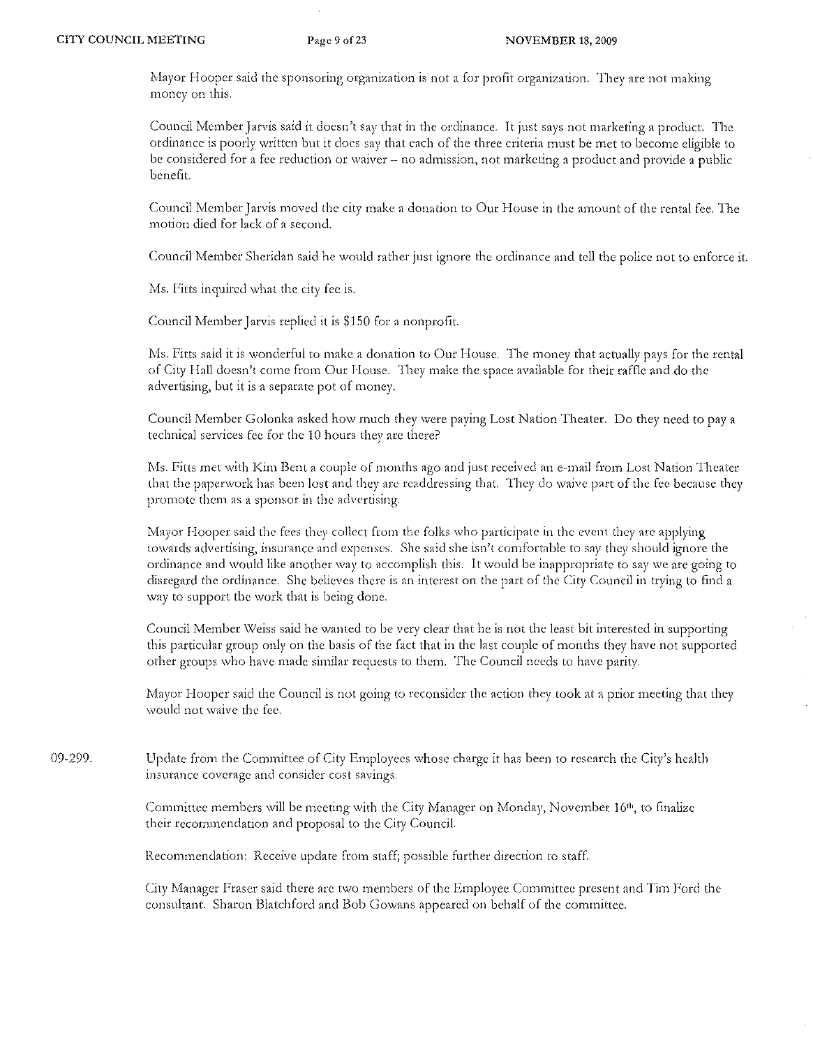Mayor Hooper said the sponsoring organization is not a for profit organization. They are not making money on this.

Council Member Jarvis said it doesn't say that in the ordinance. It just says not marketing a product. The ordinance is poorly written but it does say that each of the three criteria must be met to become eligible to be considered for a fee reduction or waiver – no admission, not marketing a product and provide a public benefit.

Council Member Jarvis moved the city make a donation to Our House in the amount of the rental fee. The motion died for lack of a second.

Council Member Sheridan said he would rather just ignore the ordinance and tell the police not to enforce it.

Ms. Fitts inquired what the city fee is.

Council Member Jarvis replied it is $150 for a nonprofit.

Ms. Fitts said it is wonderful to make a donation to Our House. The money that actually pays for the rental of City Hall doesn't come from Our House. They make the space available for their raffle and do the advertising, but it is a separate pot of money.

Council Member Golonka asked how much they were paying Lost Nation Theater. Do they need to pay a technical services fee for the 10 hours they are there?

Ms. Fitts met with Kim Bent a couple of months ago and just received an e-mail from Lost Nation Theater that the paperwork has been lost and they are readdressing that. They do waive part of the fee because they promote them as a sponsor in the advertising.

Mayor Hooper said the fees they collect from the folks who participate in the event they are applying towards advertising, insurance and expenses. She said she isn't comfortable to say they should ignore the ordinance and would like another way to accomplish this. It would be inappropriate to say we are going to disregard the ordinance. She believes there is an interest on the part of the City Council in trying to find a way to support the work that is being done.

Council Member Weiss said he wanted to be very clear that he is not the least bit interested in supporting this particular group only on the basis of the fact that in the last couple of months they have not supported other groups who have made similar requests to them. The Council needs to have parity.

Mayor Hooper said the Council is not going to reconsider the action they took at a prior meeting that they would not waive the fee.

09-299. Update from the Committee of City Employees whose charge it has been to research the City's health insurance coverage and consider cost savings.

Committee members will be meeting with the City Manager on Monday, November 16th, to finalize their recommendation and proposal to the City Council.

Recommendation: Receive update from staff; possible further direction to staff.

City Manager Fraser said there are two members of the Employee Committee present and Tim Ford the consultant. Sharon Blatchford and Bob Gowans appeared on behalf of the committee.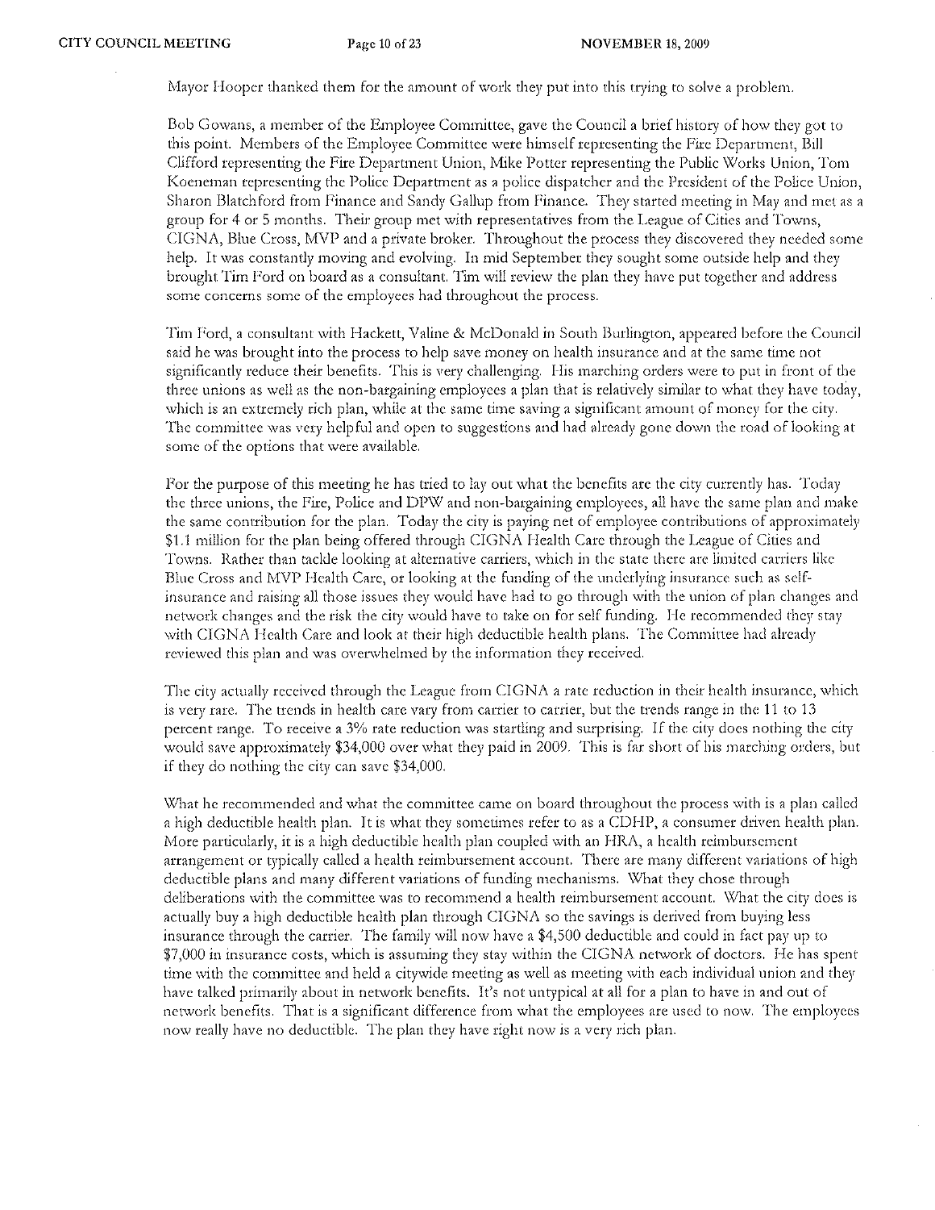Mayor Hooper thanked them for the amount of work they put into this trying to solve a problem.

Bob Gowans, a member of the Employee Committee, gave the Council a brief history of how they got to this point. Members of the Employee Committee were himself representing the Fire Department, Bill Clifford representing the Fire Department Union, Mike Potter representing the Public Works Union, Tom Koeneman representing the Police Department as a police dispatcher and the President of the Police Union, Sharon Blatchford from Finance and Sandy Gallup from Finance. They started meeting in May and met as a group for 4 or 5 months. Their group met with representatives from the League of Cities and Towns, CIGNA, Blue Cross, MVP and a private broker. Throughout the process they discovered they needed some help. It was constantly moving and evolving. In mid September they sought some outside help and they brought Tim Ford on board as a consultant. Tim will review the plan they have put together and address some concerns some of the employees had throughout the process.

Tim Ford, a consultant with Hackett, Valine & McDonald in South Burlington, appeared before the Council said he was brought into the process to help save money on health insurance and at the same time not significantly reduce their benefits. This is very challenging. His marching orders were to put in front of the three unions as well as the non-bargaining employees a plan that is relatively similar to what they have today, which is an extremely rich plan, while at the same time saving a significant amount of money for the city. The committee was very helpful and open to suggestions and had already gone down the road of looking at some of the options that were available.

For the purpose of this meeting he has tried to lay out what the benefits are the city currently has. Today the three unions, the Fire, Police and DPW and non-bargaining employees, all have the same plan and make the same contribution for the plan. Today the city is paying net of employee contributions of approximately $1.1 million for the plan being offered through CIGNA Health Care through the League of Cities and Towns. Rather than tackle looking at alternative carriers, which in the state there are limited carriers like Blue Cross and MVP Health Care, or looking at the funding of the underlying insurance such as self-insurance and raising all those issues they would have had to go through with the union of plan changes and network changes and the risk the city would have to take on for self funding. He recommended they stay with CIGNA Health Care and look at their high deductible health plans. The Committee had already reviewed this plan and was overwhelmed by the information they received.

The city actually received through the League from CIGNA a rate reduction in their health insurance, which is very rare. The trends in health care vary from carrier to carrier, but the trends range in the 11 to 13 percent range. To receive a 3% rate reduction was startling and surprising. If the city does nothing the city would save approximately $34,000 over what they paid in 2009. This is far short of his marching orders, but if they do nothing the city can save $34,000.

What he recommended and what the committee came on board throughout the process with is a plan called a high deductible health plan. It is what they sometimes refer to as a CDHP, a consumer driven health plan. More particularly, it is a high deductible health plan coupled with an HRA, a health reimbursement arrangement or typically called a health reimbursement account. There are many different variations of high deductible plans and many different variations of funding mechanisms. What they chose through deliberations with the committee was to recommend a health reimbursement account. What the city does is actually buy a high deductible health plan through CIGNA so the savings is derived from buying less insurance through the carrier. The family will now have a $4,500 deductible and could in fact pay up to $7,000 in insurance costs, which is assuming they stay within the CIGNA network of doctors. He has spent time with the committee and held a citywide meeting as well as meeting with each individual union and they have talked primarily about in network benefits. It's not untypical at all for a plan to have in and out of network benefits. That is a significant difference from what the employees are used to now. The employees now really have no deductible. The plan they have right now is a very rich plan.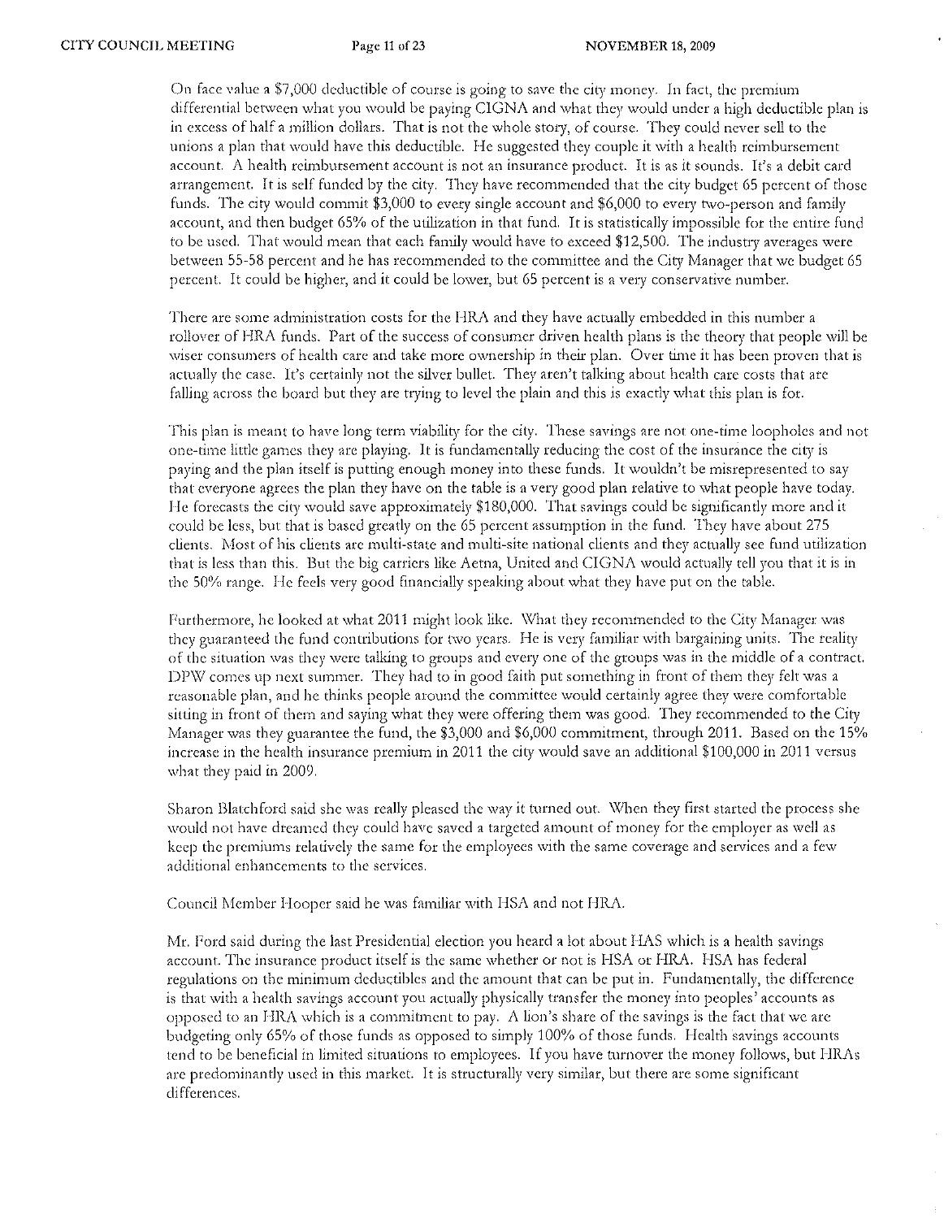On face value a $7,000 deductible of course is going to save the city money. In fact, the premium differential between what you would be paying CIGNA and what they would under a high deductible plan is in excess of half a million dollars. That is not the whole story, of course. They could never sell to the unions a plan that would have this deductible. He suggested they couple it with a health reimbursement account. A health reimbursement account is not an insurance product. It is as it sounds. It's a debit card arrangement. It is self funded by the city. They have recommended that the city budget 65 percent of those funds. The city would commit $3,000 to every single account and $6,000 to every two-person and family account, and then budget 65% of the utilization in that fund. It is statistically impossible for the entire fund to be used. That would mean that each family would have to exceed $12,500. The industry averages were between 55-58 percent and he has recommended to the committee and the City Manager that we budget 65 percent. It could be higher, and it could be lower, but 65 percent is a very conservative number.

There are some administration costs for the HRA and they have actually embedded in this number a rollover of HRA funds. Part of the success of consumer driven health plans is the theory that people will be wiser consumers of health care and take more ownership in their plan. Over time it has been proven that is actually the case. It's certainly not the silver bullet. They aren't talking about health care costs that are falling across the board but they are trying to level the plain and this is exactly what this plan is for.

This plan is meant to have long term viability for the city. These savings are not one-time loopholes and not one-time little games they are playing. It is fundamentally reducing the cost of the insurance the city is paying and the plan itself is putting enough money into these funds. It wouldn't be misrepresented to say that everyone agrees the plan they have on the table is a very good plan relative to what people have today. He forecasts the city would save approximately $180,000. That savings could be significantly more and it could be less, but that is based greatly on the 65 percent assumption in the fund. They have about 275 clients. Most of his clients are multi-state and multi-site national clients and they actually see fund utilization that is less than this. But the big carriers like Aetna, United and CIGNA would actually tell you that it is in the 50% range. He feels very good financially speaking about what they have put on the table.

Furthermore, he looked at what 2011 might look like. What they recommended to the City Manager was they guaranteed the fund contributions for two years. He is very familiar with bargaining units. The reality of the situation was they were talking to groups and every one of the groups was in the middle of a contract. DPW comes up next summer. They had to in good faith put something in front of them they felt was a reasonable plan, and he thinks people around the committee would certainly agree they were comfortable sitting in front of them and saying what they were offering them was good. They recommended to the City Manager was they guarantee the fund, the $3,000 and $6,000 commitment, through 2011. Based on the 15% increase in the health insurance premium in 2011 the city would save an additional $100,000 in 2011 versus what they paid in 2009.

Sharon Blatchford said she was really pleased the way it turned out. When they first started the process she would not have dreamed they could have saved a targeted amount of money for the employer as well as keep the premiums relatively the same for the employees with the same coverage and services and a few additional enhancements to the services.

Council Member Hooper said he was familiar with HSA and not HRA.

Mr. Ford said during the last Presidential election you heard a lot about HAS which is a health savings account. The insurance product itself is the same whether or not is HSA or HRA. HSA has federal regulations on the minimum deductibles and the amount that can be put in. Fundamentally, the difference is that with a health savings account you actually physically transfer the money into peoples' accounts as opposed to an HRA which is a commitment to pay. A lion's share of the savings is the fact that we are budgeting only 65% of those funds as opposed to simply 100% of those funds. Health savings accounts tend to be beneficial in limited situations to employees. If you have turnover the money follows, but HRAs are predominantly used in this market. It is structurally very similar, but there are some significant differences.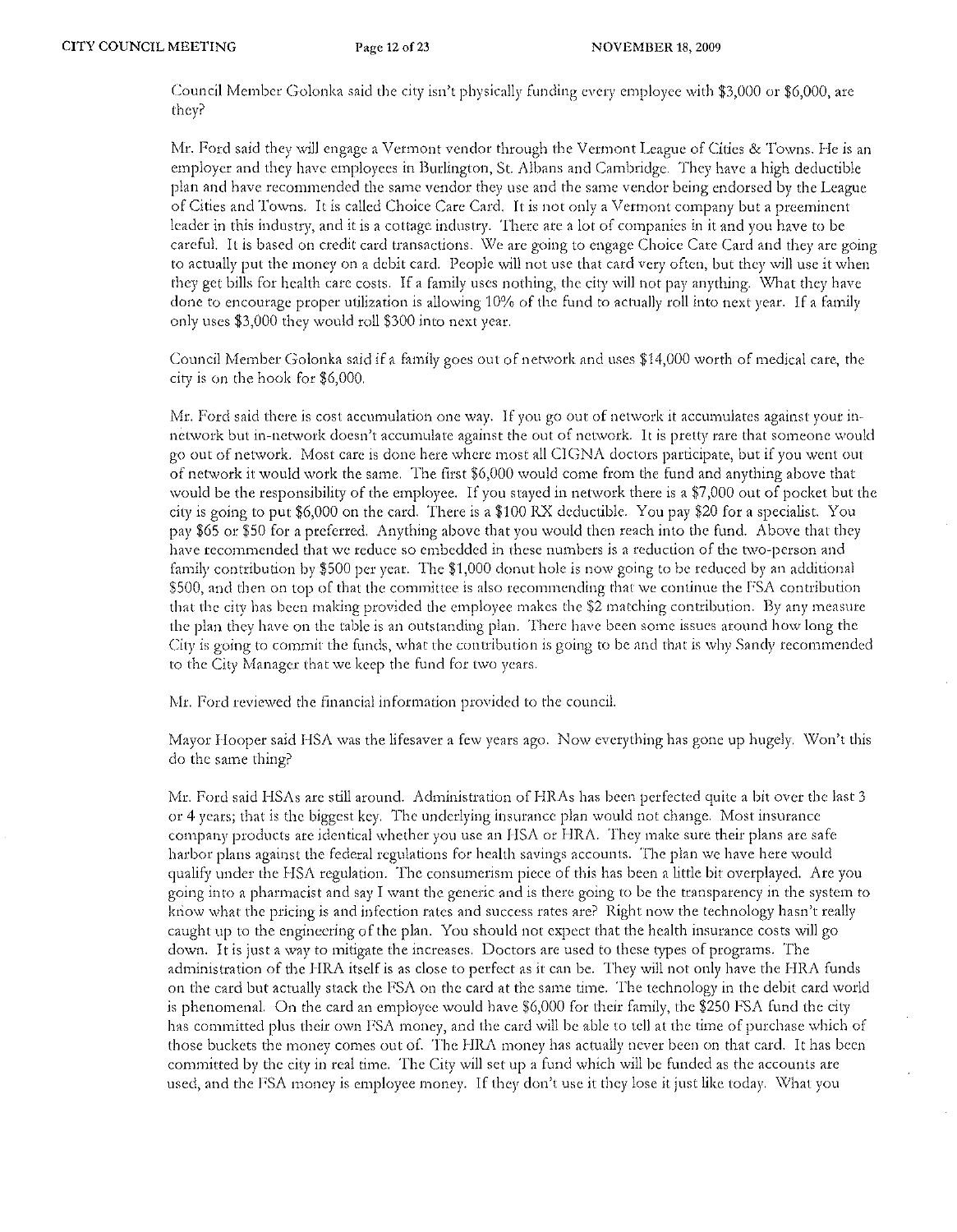Council Member Golonka said the city isn't physically funding every employee with $3,000 or $6,000, are they?

Mr. Ford said they will engage a Vermont vendor through the Vermont League of Cities & Towns. He is an employer and they have employees in Burlington, St. Albans and Cambridge. They have a high deductible plan and have recommended the same vendor they use and the same vendor being endorsed by the League of Cities and Towns. It is called Choice Care Card. It is not only a Vermont company but a preeminent leader in this industry, and it is a cottage industry. There are a lot of companies in it and you have to be careful. It is based on credit card transactions. We are going to engage Choice Care Card and they are going to actually put the money on a debit card. People will not use that card very often, but they will use it when they get bills for health care costs. If a family uses nothing, the city will not pay anything. What they have done to encourage proper utilization is allowing 10% of the fund to actually roll into next year. If a family only uses $3,000 they would roll $300 into next year.

Council Member Golonka said if a family goes out of network and uses $14,000 worth of medical care, the city is on the hook for $6,000.

Mr. Ford said there is cost accumulation one way. If you go out of network it accumulates against your in-network but in-network doesn't accumulate against the out of network. It is pretty rare that someone would go out of network. Most care is done here where most all CIGNA doctors participate, but if you went out of network it would work the same. The first $6,000 would come from the fund and anything above that would be the responsibility of the employee. If you stayed in network there is a $7,000 out of pocket but the city is going to put $6,000 on the card. There is a $100 RX deductible. You pay $20 for a specialist. You pay $65 or $50 for a preferred. Anything above that you would then reach into the fund. Above that they have recommended that we reduce so embedded in these numbers is a reduction of the two-person and family contribution by $500 per year. The $1,000 donut hole is now going to be reduced by an additional $500, and then on top of that the committee is also recommending that we continue the FSA contribution that the city has been making provided the employee makes the $2 matching contribution. By any measure the plan they have on the table is an outstanding plan. There have been some issues around how long the City is going to commit the funds, what the contribution is going to be and that is why Sandy recommended to the City Manager that we keep the fund for two years.

Mr. Ford reviewed the financial information provided to the council.

Mayor Hooper said HSA was the lifesaver a few years ago. Now everything has gone up hugely. Won't this do the same thing?

Mr. Ford said HSAs are still around. Administration of HRAs has been perfected quite a bit over the last 3 or 4 years; that is the biggest key. The underlying insurance plan would not change. Most insurance company products are identical whether you use an HSA or HRA. They make sure their plans are safe harbor plans against the federal regulations for health savings accounts. The plan we have here would qualify under the HSA regulation. The consumerism piece of this has been a little bit overplayed. Are you going into a pharmacist and say I want the generic and is there going to be the transparency in the system to know what the pricing is and infection rates and success rates are? Right now the technology hasn't really caught up to the engineering of the plan. You should not expect that the health insurance costs will go down. It is just a way to mitigate the increases. Doctors are used to these types of programs. The administration of the HRA itself is as close to perfect as it can be. They will not only have the HRA funds on the card but actually stack the FSA on the card at the same time. The technology in the debit card world is phenomenal. On the card an employee would have $6,000 for their family, the $250 FSA fund the city has committed plus their own FSA money, and the card will be able to tell at the time of purchase which of those buckets the money comes out of. The HRA money has actually never been on that card. It has been committed by the city in real time. The City will set up a fund which will be funded as the accounts are used, and the FSA money is employee money. If they don't use it they lose it just like today. What you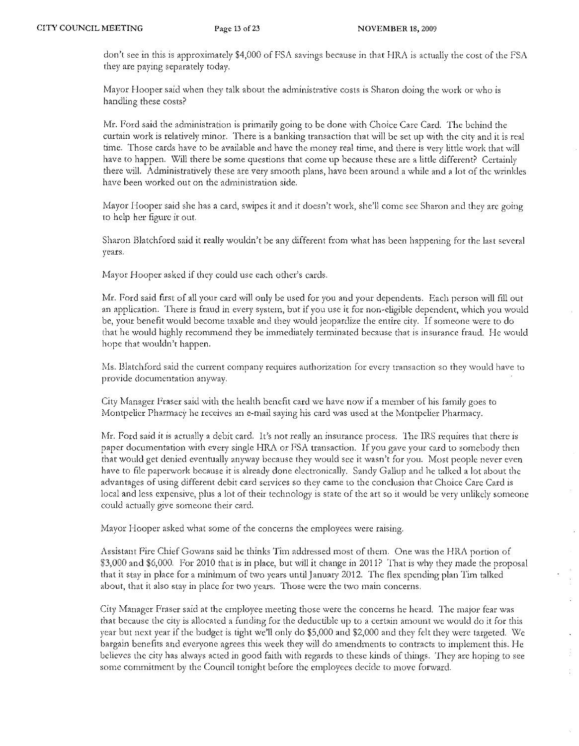don't see in this is approximately $4,000 of FSA savings because in that HRA is actually the cost of the FSA they are paying separately today.

Mayor Hooper said when they talk about the administrative costs is Sharon doing the work or who is handling these costs?

Mr. Ford said the administration is primarily going to be done with Choice Care Card. The behind the curtain work is relatively minor. There is a banking transaction that will be set up with the city and it is real time. Those cards have to be available and have the money real time, and there is very little work that will have to happen. Will there be some questions that come up because these are a little different? Certainly there will. Administratively these are very smooth plans, have been around a while and a lot of the wrinkles have been worked out on the administration side.

Mayor Hooper said she has a card, swipes it and it doesn't work, she'll come see Sharon and they are going to help her figure it out.

Sharon Blatchford said it really wouldn't be any different from what has been happening for the last several years.

Mayor Hooper asked if they could use each other's cards.

Mr. Ford said first of all your card will only be used for you and your dependents. Each person will fill out an application. There is fraud in every system, but if you use it for non-eligible dependent, which you would be, your benefit would become taxable and they would jeopardize the entire city. If someone were to do that he would highly recommend they be immediately terminated because that is insurance fraud. He would hope that wouldn't happen.

Ms. Blatchford said the current company requires authorization for every transaction so they would have to provide documentation anyway.

City Manager Fraser said with the health benefit card we have now if a member of his family goes to Montpelier Pharmacy he receives an e-mail saying his card was used at the Montpelier Pharmacy.

Mr. Ford said it is actually a debit card. It's not really an insurance process. The IRS requires that there is paper documentation with every single HRA or FSA transaction. If you gave your card to somebody then that would get denied eventually anyway because they would see it wasn't for you. Most people never even have to file paperwork because it is already done electronically. Sandy Gallup and he talked a lot about the advantages of using different debit card services so they came to the conclusion that Choice Care Card is local and less expensive, plus a lot of their technology is state of the art so it would be very unlikely someone could actually give someone their card.

Mayor Hooper asked what some of the concerns the employees were raising.

Assistant Fire Chief Gowans said he thinks Tim addressed most of them. One was the HRA portion of $3,000 and $6,000. For 2010 that is in place, but will it change in 2011? That is why they made the proposal that it stay in place for a minimum of two years until January 2012. The flex spending plan Tim talked about, that it also stay in place for two years. Those were the two main concerns.

City Manager Fraser said at the employee meeting those were the concerns he heard. The major fear was that because the city is allocated a funding for the deductible up to a certain amount we would do it for this year but next year if the budget is tight we'll only do $5,000 and $2,000 and they felt they were targeted. We bargain benefits and everyone agrees this week they will do amendments to contracts to implement this. He believes the city has always acted in good faith with regards to these kinds of things. They are hoping to see some commitment by the Council tonight before the employees decide to move forward.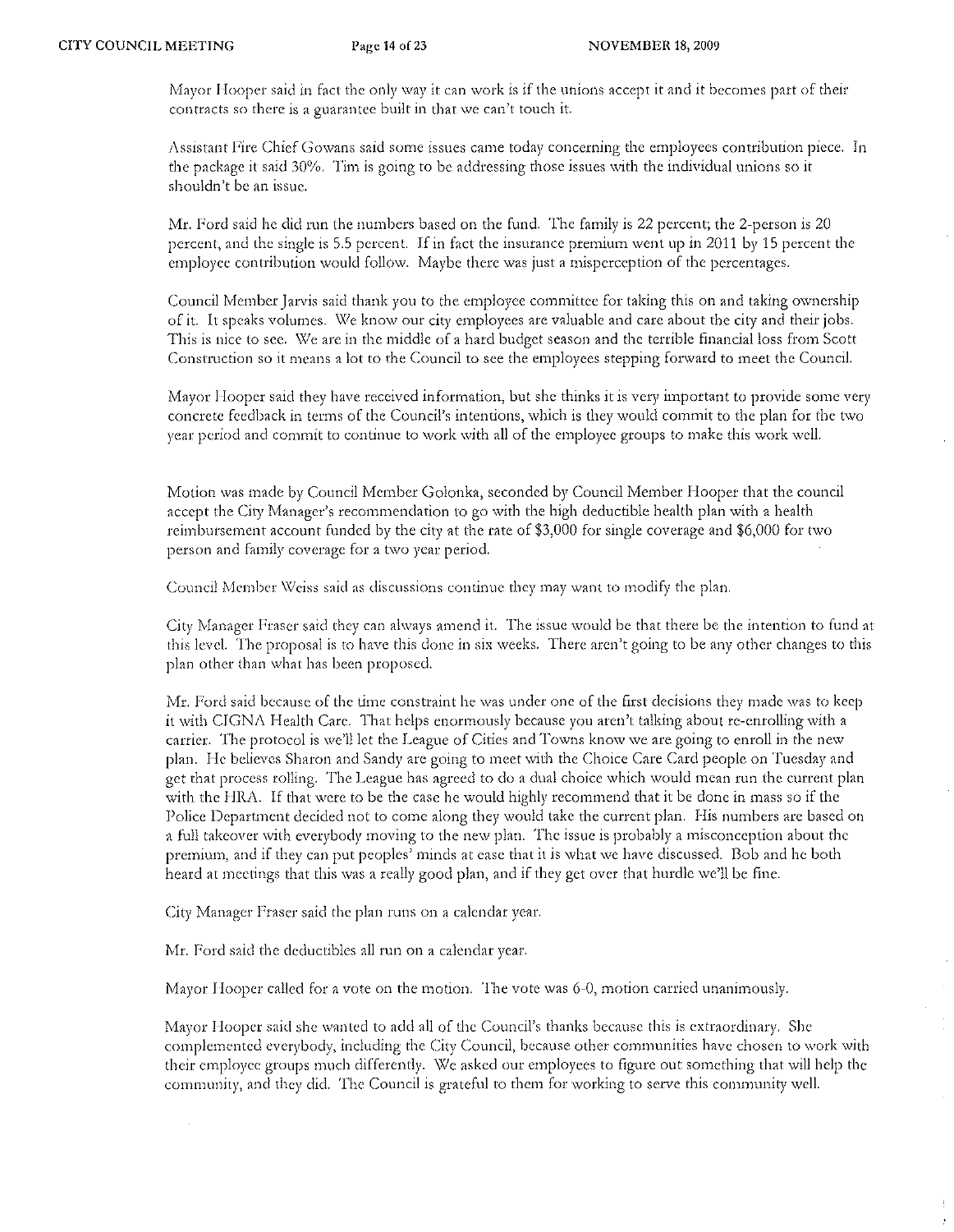Mayor Hooper said in fact the only way it can work is if the unions accept it and it becomes part of their contracts so there is a guarantee built in that we can't touch it.

Assistant Fire Chief Gowans said some issues came today concerning the employees contribution piece. In the package it said 30%. Tim is going to be addressing those issues with the individual unions so it shouldn't be an issue.

Mr. Ford said he did run the numbers based on the fund. The family is 22 percent; the 2-person is 20 percent, and the single is 5.5 percent. If in fact the insurance premium went up in 2011 by 15 percent the employee contribution would follow. Maybe there was just a misperception of the percentages.

Council Member Jarvis said thank you to the employee committee for taking this on and taking ownership of it. It speaks volumes. We know our city employees are valuable and care about the city and their jobs. This is nice to see. We are in the middle of a hard budget season and the terrible financial loss from Scott Construction so it means a lot to the Council to see the employees stepping forward to meet the Council.

Mayor Hooper said they have received information, but she thinks it is very important to provide some very concrete feedback in terms of the Council's intentions, which is they would commit to the plan for the two year period and commit to continue to work with all of the employee groups to make this work well.

Motion was made by Council Member Golonka, seconded by Council Member Hooper that the council accept the City Manager's recommendation to go with the high deductible health plan with a health reimbursement account funded by the city at the rate of $3,000 for single coverage and $6,000 for two person and family coverage for a two year period.

Council Member Weiss said as discussions continue they may want to modify the plan.

City Manager Fraser said they can always amend it. The issue would be that there be the intention to fund at this level. The proposal is to have this done in six weeks. There aren't going to be any other changes to this plan other than what has been proposed.

Mr. Ford said because of the time constraint he was under one of the first decisions they made was to keep it with CIGNA Health Care. That helps enormously because you aren't talking about re-enrolling with a carrier. The protocol is we'll let the League of Cities and Towns know we are going to enroll in the new plan. He believes Sharon and Sandy are going to meet with the Choice Care Card people on Tuesday and get that process rolling. The League has agreed to do a dual choice which would mean run the current plan with the HRA. If that were to be the case he would highly recommend that it be done in mass so if the Police Department decided not to come along they would take the current plan. His numbers are based on a full takeover with everybody moving to the new plan. The issue is probably a misconception about the premium, and if they can put peoples' minds at ease that it is what we have discussed. Bob and he both heard at meetings that this was a really good plan, and if they get over that hurdle we'll be fine.

City Manager Fraser said the plan runs on a calendar year.

Mr. Ford said the deductibles all run on a calendar year.

Mayor Hooper called for a vote on the motion. The vote was 6-0, motion carried unanimously.

Mayor Hooper said she wanted to add all of the Council's thanks because this is extraordinary. She complemented everybody, including the City Council, because other communities have chosen to work with their employee groups much differently. We asked our employees to figure out something that will help the community, and they did. The Council is grateful to them for working to serve this community well.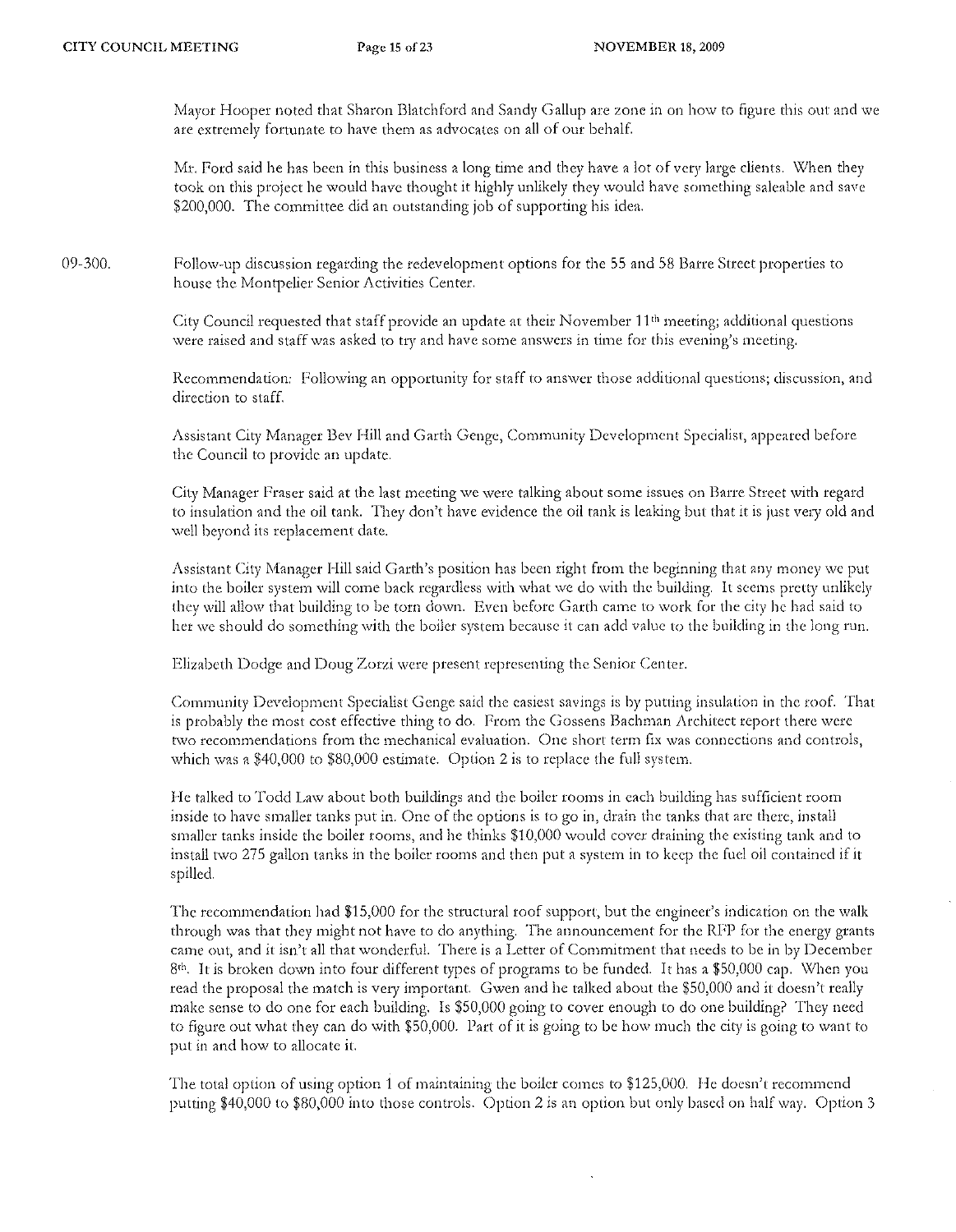Mayor Hooper noted that Sharon Blatchford and Sandy Gallup are zone in on how to figure this out and we are extremely fortunate to have them as advocates on all of our behalf.

Mr. Ford said he has been in this business a long time and they have a lot of very large clients. When they took on this project he would have thought it highly unlikely they would have something saleable and save $200,000. The committee did an outstanding job of supporting his idea.

09-300. Follow-up discussion regarding the redevelopment options for the 55 and 58 Barre Street properties to house the Montpelier Senior Activities Center.

City Council requested that staff provide an update at their November 11th meeting; additional questions were raised and staff was asked to try and have some answers in time for this evening's meeting.

Recommendation: Following an opportunity for staff to answer those additional questions; discussion, and direction to staff.

Assistant City Manager Bev Hill and Garth Genge, Community Development Specialist, appeared before the Council to provide an update.

City Manager Fraser said at the last meeting we were talking about some issues on Barre Street with regard to insulation and the oil tank. They don't have evidence the oil tank is leaking but that it is just very old and well beyond its replacement date.

Assistant City Manager Hill said Garth's position has been right from the beginning that any money we put into the boiler system will come back regardless with what we do with the building. It seems pretty unlikely they will allow that building to be torn down. Even before Garth came to work for the city he had said to her we should do something with the boiler system because it can add value to the building in the long run.

Elizabeth Dodge and Doug Zorzi were present representing the Senior Center.

Community Development Specialist Genge said the easiest savings is by putting insulation in the roof. That is probably the most cost effective thing to do. From the Gossens Bachman Architect report there were two recommendations from the mechanical evaluation. One short term fix was connections and controls, which was a $40,000 to $80,000 estimate. Option 2 is to replace the full system.

He talked to Todd Law about both buildings and the boiler rooms in each building has sufficient room inside to have smaller tanks put in. One of the options is to go in, drain the tanks that are there, install smaller tanks inside the boiler rooms, and he thinks $10,000 would cover draining the existing tank and to install two 275 gallon tanks in the boiler rooms and then put a system in to keep the fuel oil contained if it spilled.

The recommendation had $15,000 for the structural roof support, but the engineer's indication on the walk through was that they might not have to do anything. The announcement for the RFP for the energy grants came out, and it isn't all that wonderful. There is a Letter of Commitment that needs to be in by December 8th. It is broken down into four different types of programs to be funded. It has a $50,000 cap. When you read the proposal the match is very important. Gwen and he talked about the $50,000 and it doesn't really make sense to do one for each building. Is $50,000 going to cover enough to do one building? They need to figure out what they can do with $50,000. Part of it is going to be how much the city is going to want to put in and how to allocate it.

The total option of using option 1 of maintaining the boiler comes to $125,000. He doesn't recommend putting $40,000 to $80,000 into those controls. Option 2 is an option but only based on half way. Option 3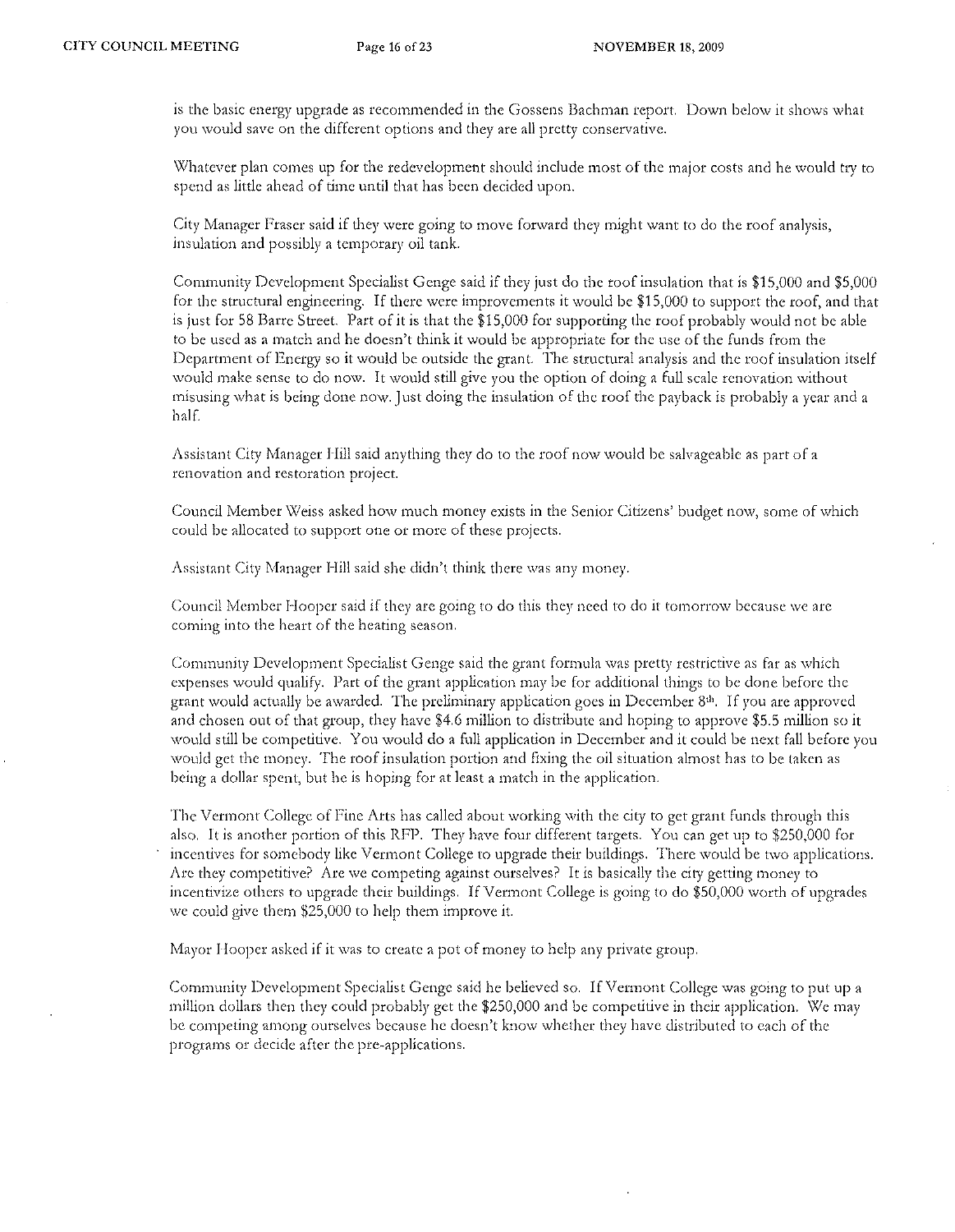is the basic energy upgrade as recommended in the Gossens Bachman report. Down below it shows what you would save on the different options and they are all pretty conservative.

Whatever plan comes up for the redevelopment should include most of the major costs and he would try to spend as little ahead of time until that has been decided upon.

City Manager Fraser said if they were going to move forward they might want to do the roof analysis, insulation and possibly a temporary oil tank.

Community Development Specialist Genge said if they just do the roof insulation that is $15,000 and $5,000 for the structural engineering. If there were improvements it would be $15,000 to support the roof, and that is just for 58 Barre Street. Part of it is that the $15,000 for supporting the roof probably would not be able to be used as a match and he doesn't think it would be appropriate for the use of the funds from the Department of Energy so it would be outside the grant. The structural analysis and the roof insulation itself would make sense to do now. It would still give you the option of doing a full scale renovation without misusing what is being done now. Just doing the insulation of the roof the payback is probably a year and a half.

Assistant City Manager Hill said anything they do to the roof now would be salvageable as part of a renovation and restoration project.

Council Member Weiss asked how much money exists in the Senior Citizens' budget now, some of which could be allocated to support one or more of these projects.

Assistant City Manager Hill said she didn't think there was any money.

Council Member Hooper said if they are going to do this they need to do it tomorrow because we are coming into the heart of the heating season.

Community Development Specialist Genge said the grant formula was pretty restrictive as far as which expenses would qualify. Part of the grant application may be for additional things to be done before the grant would actually be awarded. The preliminary application goes in December 8th. If you are approved and chosen out of that group, they have $4.6 million to distribute and hoping to approve $5.5 million so it would still be competitive. You would do a full application in December and it could be next fall before you would get the money. The roof insulation portion and fixing the oil situation almost has to be taken as being a dollar spent, but he is hoping for at least a match in the application.

The Vermont College of Fine Arts has called about working with the city to get grant funds through this also. It is another portion of this RFP. They have four different targets. You can get up to $250,000 for incentives for somebody like Vermont College to upgrade their buildings. There would be two applications. Are they competitive? Are we competing against ourselves? It is basically the city getting money to incentivize others to upgrade their buildings. If Vermont College is going to do $50,000 worth of upgrades we could give them $25,000 to help them improve it.

Mayor Hooper asked if it was to create a pot of money to help any private group.

Community Development Specialist Genge said he believed so. If Vermont College was going to put up a million dollars then they could probably get the $250,000 and be competitive in their application. We may be competing among ourselves because he doesn't know whether they have distributed to each of the programs or decide after the pre-applications.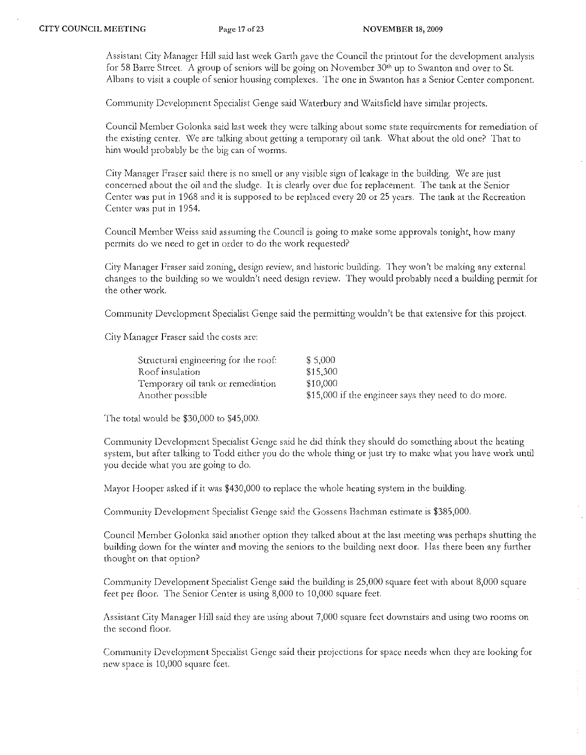Assistant City Manager Hill said last week Garth gave the Council the printout for the development analysis for 58 Barre Street. A group of seniors will be going on November 30th up to Swanton and over to St. Albans to visit a couple of senior housing complexes. The one in Swanton has a Senior Center component.

Community Development Specialist Genge said Waterbury and Waitsfield have similar projects.

Council Member Golonka said last week they were talking about some state requirements for remediation of the existing center. We are talking about getting a temporary oil tank. What about the old one? That to him would probably be the big can of worms.

City Manager Fraser said there is no smell or any visible sign of leakage in the building. We are just concerned about the oil and the sludge. It is clearly over due for replacement. The tank at the Senior Center was put in 1968 and it is supposed to be replaced every 20 or 25 years. The tank at the Recreation Center was put in 1954.

Council Member Weiss said assuming the Council is going to make some approvals tonight, how many permits do we need to get in order to do the work requested?

City Manager Fraser said zoning, design review, and historic building. They won't be making any external changes to the building so we wouldn't need design review. They would probably need a building permit for the other work.

Community Development Specialist Genge said the permitting wouldn't be that extensive for this project.

City Manager Fraser said the costs are:

| | |
|---|---|
| Structural engineering for the roof: | $ 5,000 |
| Roof insulation | $15,300 |
| Temporary oil tank or remediation | $10,000 |
| Another possible | $15,000 if the engineer says they need to do more. |

The total would be $30,000 to $45,000.

Community Development Specialist Genge said he did think they should do something about the heating system, but after talking to Todd either you do the whole thing or just try to make what you have work until you decide what you are going to do.

Mayor Hooper asked if it was $430,000 to replace the whole heating system in the building.

Community Development Specialist Genge said the Gossens Bachman estimate is $385,000.

Council Member Golonka said another option they talked about at the last meeting was perhaps shutting the building down for the winter and moving the seniors to the building next door. Has there been any further thought on that option?

Community Development Specialist Genge said the building is 25,000 square feet with about 8,000 square feet per floor. The Senior Center is using 8,000 to 10,000 square feet.

Assistant City Manager Hill said they are using about 7,000 square feet downstairs and using two rooms on the second floor.

Community Development Specialist Genge said their projections for space needs when they are looking for new space is 10,000 square feet.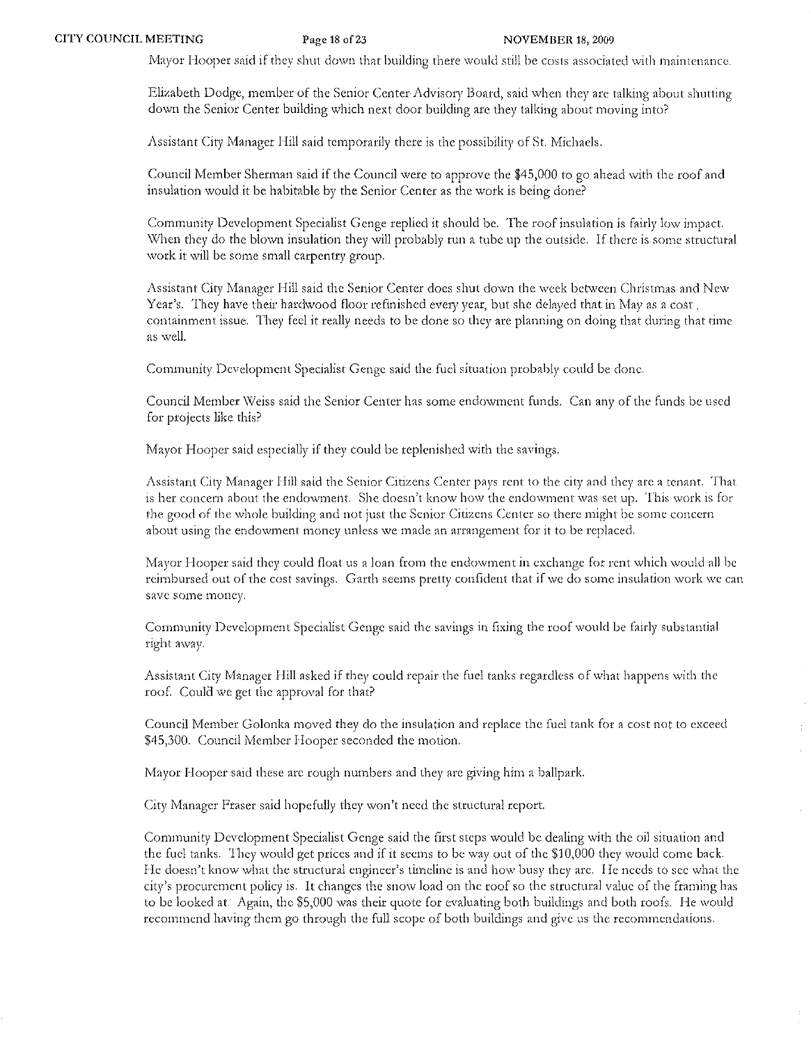Mayor Hooper said if they shut down that building there would still be costs associated with maintenance.

Elizabeth Dodge, member of the Senior Center Advisory Board, said when they are talking about shutting down the Senior Center building which next door building are they talking about moving into?

Assistant City Manager Hill said temporarily there is the possibility of St. Michaels.

Council Member Sherman said if the Council were to approve the $45,000 to go ahead with the roof and insulation would it be habitable by the Senior Center as the work is being done?

Community Development Specialist Genge replied it should be. The roof insulation is fairly low impact. When they do the blown insulation they will probably run a tube up the outside. If there is some structural work it will be some small carpentry group.

Assistant City Manager Hill said the Senior Center does shut down the week between Christmas and New Year's. They have their hardwood floor refinished every year, but she delayed that in May as a cost containment issue. They feel it really needs to be done so they are planning on doing that during that time as well.

Community Development Specialist Genge said the fuel situation probably could be done.

Council Member Weiss said the Senior Center has some endowment funds. Can any of the funds be used for projects like this?

Mayor Hooper said especially if they could be replenished with the savings.

Assistant City Manager Hill said the Senior Citizens Center pays rent to the city and they are a tenant. That is her concern about the endowment. She doesn't know how the endowment was set up. This work is for the good of the whole building and not just the Senior Citizens Center so there might be some concern about using the endowment money unless we made an arrangement for it to be replaced.

Mayor Hooper said they could float us a loan from the endowment in exchange for rent which would all be reimbursed out of the cost savings. Garth seems pretty confident that if we do some insulation work we can save some money.

Community Development Specialist Genge said the savings in fixing the roof would be fairly substantial right away.

Assistant City Manager Hill asked if they could repair the fuel tanks regardless of what happens with the roof. Could we get the approval for that?

Council Member Golonka moved they do the insulation and replace the fuel tank for a cost not to exceed $45,300. Council Member Hooper seconded the motion.

Mayor Hooper said these are rough numbers and they are giving him a ballpark.

City Manager Fraser said hopefully they won't need the structural report.

Community Development Specialist Genge said the first steps would be dealing with the oil situation and the fuel tanks. They would get prices and if it seems to be way out of the $10,000 they would come back. He doesn't know what the structural engineer's timeline is and how busy they are. He needs to see what the city's procurement policy is. It changes the snow load on the roof so the structural value of the framing has to be looked at. Again, the $5,000 was their quote for evaluating both buildings and both roofs. He would recommend having them go through the full scope of both buildings and give us the recommendations.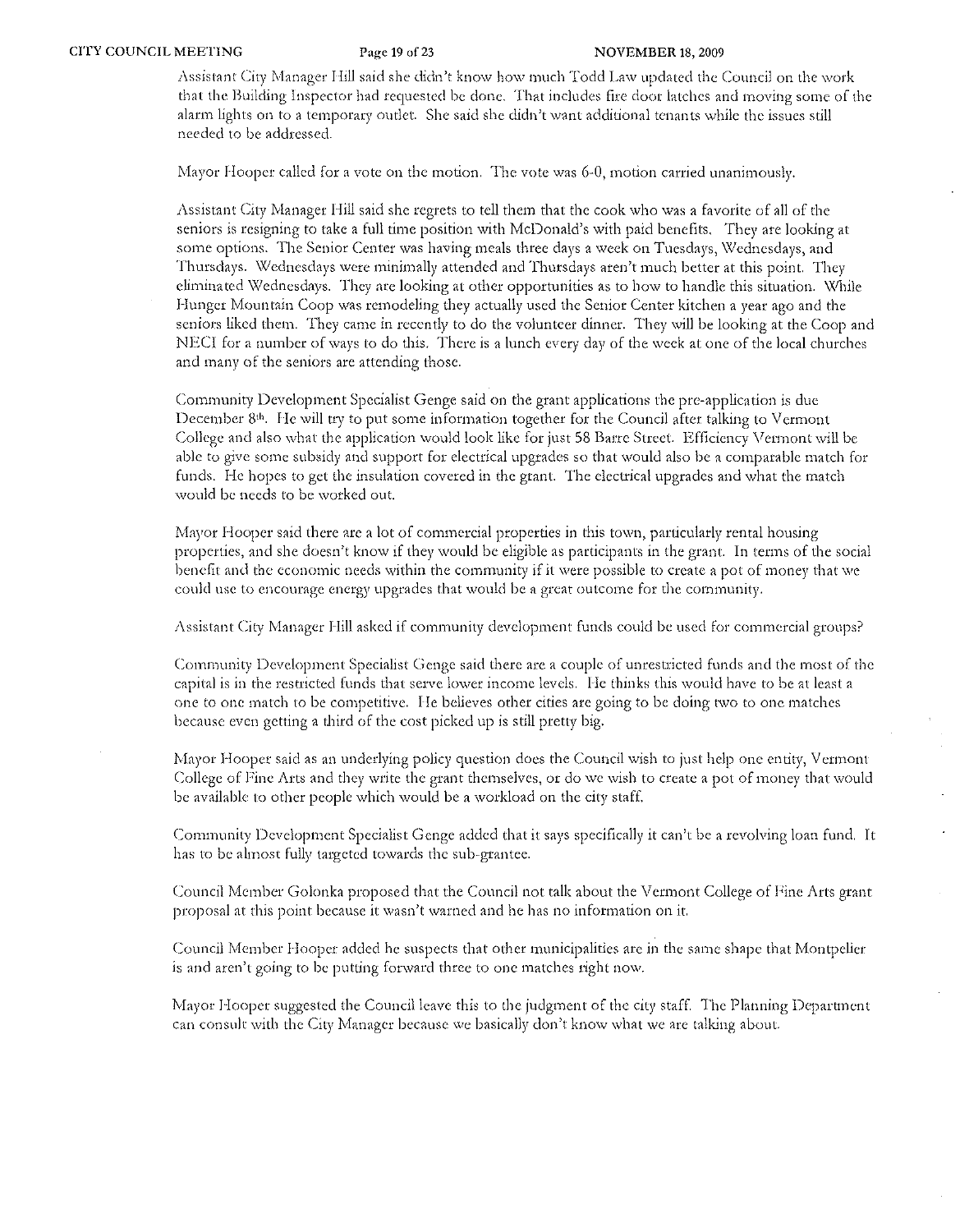Assistant City Manager Hill said she didn't know how much Todd Law updated the Council on the work that the Building Inspector had requested be done. That includes fire door latches and moving some of the alarm lights on to a temporary outlet. She said she didn't want additional tenants while the issues still needed to be addressed.

Mayor Hooper called for a vote on the motion. The vote was 6-0, motion carried unanimously.

Assistant City Manager Hill said she regrets to tell them that the cook who was a favorite of all of the seniors is resigning to take a full time position with McDonald's with paid benefits. They are looking at some options. The Senior Center was having meals three days a week on Tuesdays, Wednesdays, and Thursdays. Wednesdays were minimally attended and Thursdays aren't much better at this point. They eliminated Wednesdays. They are looking at other opportunities as to how to handle this situation. While Hunger Mountain Coop was remodeling they actually used the Senior Center kitchen a year ago and the seniors liked them. They came in recently to do the volunteer dinner. They will be looking at the Coop and NECI for a number of ways to do this. There is a lunch every day of the week at one of the local churches and many of the seniors are attending those.

Community Development Specialist Genge said on the grant applications the pre-application is due December 8th. He will try to put some information together for the Council after talking to Vermont College and also what the application would look like for just 58 Barre Street. Efficiency Vermont will be able to give some subsidy and support for electrical upgrades so that would also be a comparable match for funds. He hopes to get the insulation covered in the grant. The electrical upgrades and what the match would be needs to be worked out.

Mayor Hooper said there are a lot of commercial properties in this town, particularly rental housing properties, and she doesn't know if they would be eligible as participants in the grant. In terms of the social benefit and the economic needs within the community if it were possible to create a pot of money that we could use to encourage energy upgrades that would be a great outcome for the community.

Assistant City Manager Hill asked if community development funds could be used for commercial groups?

Community Development Specialist Genge said there are a couple of unrestricted funds and the most of the capital is in the restricted funds that serve lower income levels. He thinks this would have to be at least a one to one match to be competitive. He believes other cities are going to be doing two to one matches because even getting a third of the cost picked up is still pretty big.

Mayor Hooper said as an underlying policy question does the Council wish to just help one entity, Vermont College of Fine Arts and they write the grant themselves, or do we wish to create a pot of money that would be available to other people which would be a workload on the city staff.

Community Development Specialist Genge added that it says specifically it can't be a revolving loan fund. It has to be almost fully targeted towards the sub-grantee.

Council Member Golonka proposed that the Council not talk about the Vermont College of Fine Arts grant proposal at this point because it wasn't warned and he has no information on it.

Council Member Hooper added he suspects that other municipalities are in the same shape that Montpelier is and aren't going to be putting forward three to one matches right now.

Mayor Hooper suggested the Council leave this to the judgment of the city staff. The Planning Department can consult with the City Manager because we basically don't know what we are talking about.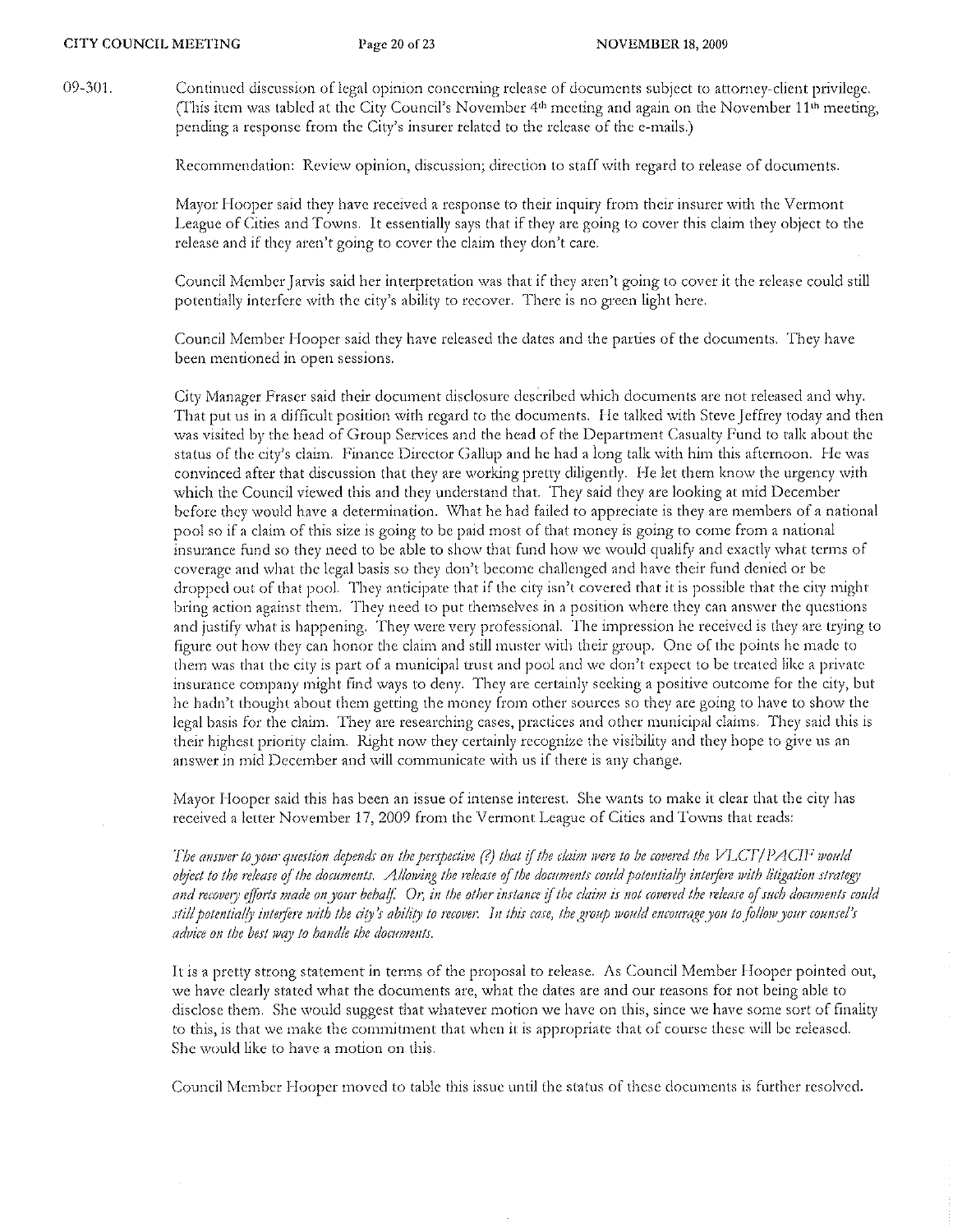09-301. Continued discussion of legal opinion concerning release of documents subject to attorney-client privilege. (This item was tabled at the City Council's November 4th meeting and again on the November 11th meeting, pending a response from the City's insurer related to the release of the e-mails.)

Recommendation: Review opinion, discussion; direction to staff with regard to release of documents.

Mayor Hooper said they have received a response to their inquiry from their insurer with the Vermont League of Cities and Towns. It essentially says that if they are going to cover this claim they object to the release and if they aren't going to cover the claim they don't care.

Council Member Jarvis said her interpretation was that if they aren't going to cover it the release could still potentially interfere with the city's ability to recover. There is no green light here.

Council Member Hooper said they have released the dates and the parties of the documents. They have been mentioned in open sessions.

City Manager Fraser said their document disclosure described which documents are not released and why. That put us in a difficult position with regard to the documents. He talked with Steve Jeffrey today and then was visited by the head of Group Services and the head of the Department Casualty Fund to talk about the status of the city's claim. Finance Director Gallup and he had a long talk with him this afternoon. He was convinced after that discussion that they are working pretty diligently. He let them know the urgency with which the Council viewed this and they understand that. They said they are looking at mid December before they would have a determination. What he had failed to appreciate is they are members of a national pool so if a claim of this size is going to be paid most of that money is going to come from a national insurance fund so they need to be able to show that fund how we would qualify and exactly what terms of coverage and what the legal basis so they don't become challenged and have their fund denied or be dropped out of that pool. They anticipate that if the city isn't covered that it is possible that the city might bring action against them. They need to put themselves in a position where they can answer the questions and justify what is happening. They were very professional. The impression he received is they are trying to figure out how they can honor the claim and still muster with their group. One of the points he made to them was that the city is part of a municipal trust and pool and we don't expect to be treated like a private insurance company might find ways to deny. They are certainly seeking a positive outcome for the city, but he hadn't thought about them getting the money from other sources so they are going to have to show the legal basis for the claim. They are researching cases, practices and other municipal claims. They said this is their highest priority claim. Right now they certainly recognize the visibility and they hope to give us an answer in mid December and will communicate with us if there is any change.

Mayor Hooper said this has been an issue of intense interest. She wants to make it clear that the city has received a letter November 17, 2009 from the Vermont League of Cities and Towns that reads:

*The answer to your question depends on the perspective (?) that if the claim were to be covered the VLCT/PACIF would object to the release of the documents. Allowing the release of the documents could potentially interfere with litigation strategy and recovery efforts made on your behalf. Or, in the other instance if the claim is not covered the release of such documents could still potentially interfere with the city's ability to recover. In this case, the group would encourage you to follow your counsel's advice on the best way to handle the documents.*

It is a pretty strong statement in terms of the proposal to release. As Council Member Hooper pointed out, we have clearly stated what the documents are, what the dates are and our reasons for not being able to disclose them. She would suggest that whatever motion we have on this, since we have some sort of finality to this, is that we make the commitment that when it is appropriate that of course these will be released. She would like to have a motion on this.

Council Member Hooper moved to table this issue until the status of these documents is further resolved.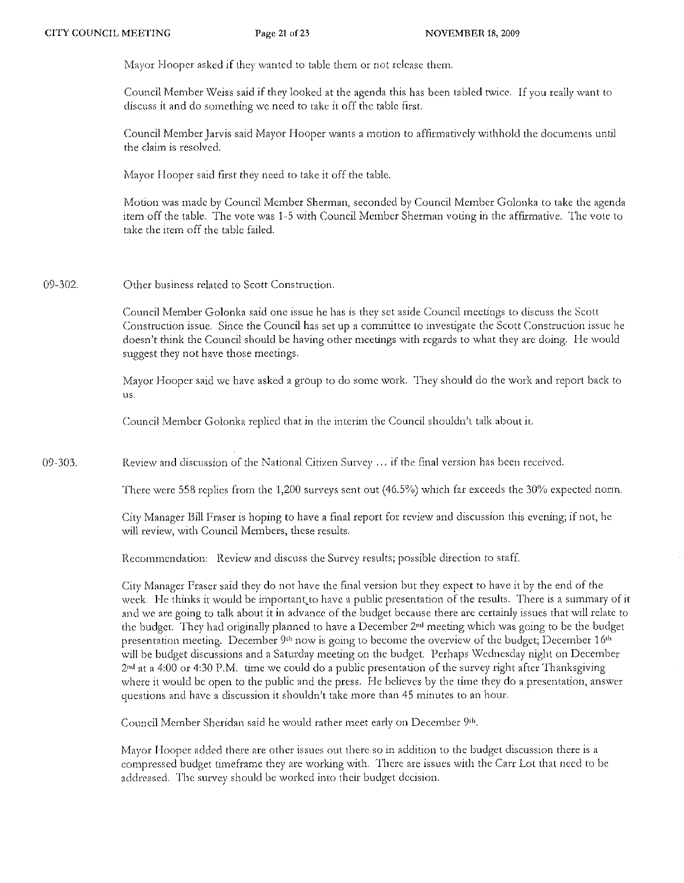Mayor Hooper asked if they wanted to table them or not release them.

Council Member Weiss said if they looked at the agenda this has been tabled twice. If you really want to discuss it and do something we need to take it off the table first.

Council Member Jarvis said Mayor Hooper wants a motion to affirmatively withhold the documents until the claim is resolved.

Mayor Hooper said first they need to take it off the table.

Motion was made by Council Member Sherman, seconded by Council Member Golonka to take the agenda item off the table. The vote was 1-5 with Council Member Sherman voting in the affirmative. The vote to take the item off the table failed.

09-302. Other business related to Scott Construction.

Council Member Golonka said one issue he has is they set aside Council meetings to discuss the Scott Construction issue. Since the Council has set up a committee to investigate the Scott Construction issue he doesn't think the Council should be having other meetings with regards to what they are doing. He would suggest they not have those meetings.

Mayor Hooper said we have asked a group to do some work. They should do the work and report back to us.

Council Member Golonka replied that in the interim the Council shouldn't talk about it.

09-303. Review and discussion of the National Citizen Survey … if the final version has been received.

There were 558 replies from the 1,200 surveys sent out (46.5%) which far exceeds the 30% expected norm.

City Manager Bill Fraser is hoping to have a final report for review and discussion this evening; if not, he will review, with Council Members, these results.

Recommendation: Review and discuss the Survey results; possible direction to staff.

City Manager Fraser said they do not have the final version but they expect to have it by the end of the week. He thinks it would be important to have a public presentation of the results. There is a summary of it and we are going to talk about it in advance of the budget because there are certainly issues that will relate to the budget. They had originally planned to have a December 2nd meeting which was going to be the budget presentation meeting. December 9th now is going to become the overview of the budget; December 16th will be budget discussions and a Saturday meeting on the budget. Perhaps Wednesday night on December 2nd at a 4:00 or 4:30 P.M. time we could do a public presentation of the survey right after Thanksgiving where it would be open to the public and the press. He believes by the time they do a presentation, answer questions and have a discussion it shouldn't take more than 45 minutes to an hour.

Council Member Sheridan said he would rather meet early on December 9th.

Mayor Hooper added there are other issues out there so in addition to the budget discussion there is a compressed budget timeframe they are working with. There are issues with the Carr Lot that need to be addressed. The survey should be worked into their budget decision.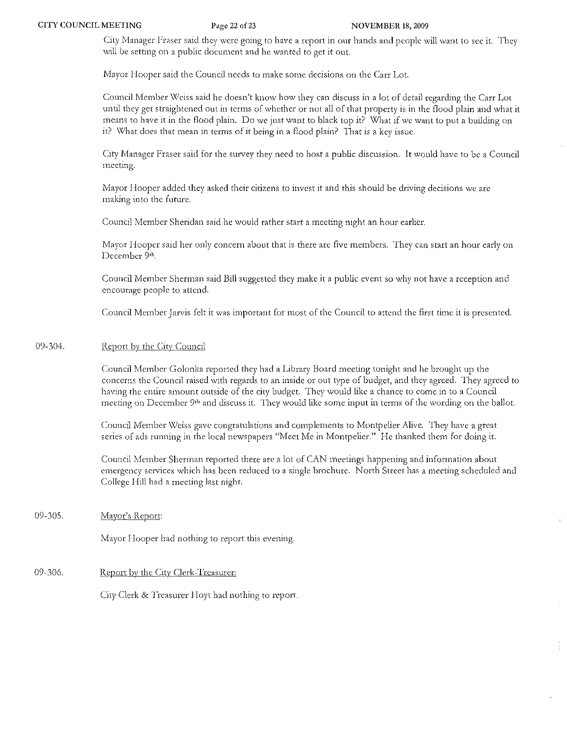City Manager Fraser said they were going to have a report in our hands and people will want to see it. They will be setting on a public document and he wanted to get it out.

Mayor Hooper said the Council needs to make some decisions on the Carr Lot.

Council Member Weiss said he doesn't know how they can discuss in a lot of detail regarding the Carr Lot until they get straightened out in terms of whether or not all of that property is in the flood plain and what it means to have it in the flood plain. Do we just want to black top it? What if we want to put a building on it? What does that mean in terms of it being in a flood plain? That is a key issue.

City Manager Fraser said for the survey they need to host a public discussion. It would have to be a Council meeting.

Mayor Hooper added they asked their citizens to invest it and this should be driving decisions we are making into the future.

Council Member Sheridan said he would rather start a meeting night an hour earlier.

Mayor Hooper said her only concern about that is there are five members. They can start an hour early on December 9th.

Council Member Sherman said Bill suggested they make it a public event so why not have a reception and encourage people to attend.

Council Member Jarvis felt it was important for most of the Council to attend the first time it is presented.

09-304. Report by the City Council

Council Member Golonka reported they had a Library Board meeting tonight and he brought up the concerns the Council raised with regards to an inside or out type of budget, and they agreed. They agreed to having the entire amount outside of the city budget. They would like a chance to come in to a Council meeting on December 9th and discuss it. They would like some input in terms of the wording on the ballot.

Council Member Weiss gave congratulations and complements to Montpelier Alive. They have a great series of ads running in the local newspapers "Meet Me in Montpelier." He thanked them for doing it.

Council Member Sherman reported there are a lot of CAN meetings happening and information about emergency services which has been reduced to a single brochure. North Street has a meeting scheduled and College Hill had a meeting last night.

09-305. Mayor's Report:

Mayor Hooper had nothing to report this evening.

09-306. Report by the City Clerk-Treasurer:

City Clerk & Treasurer Hoyt had nothing to report.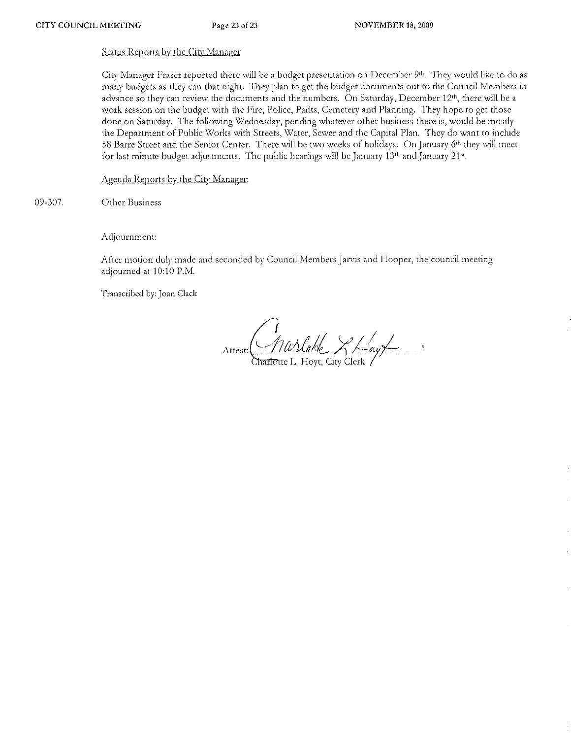Status Reports by the City Manager

City Manager Fraser reported there will be a budget presentation on December 9th. They would like to do as many budgets as they can that night. They plan to get the budget documents out to the Council Members in advance so they can review the documents and the numbers. On Saturday, December 12th, there will be a work session on the budget with the Fire, Police, Parks, Cemetery and Planning. They hope to get those done on Saturday. The following Wednesday, pending whatever other business there is, would be mostly the Department of Public Works with Streets, Water, Sewer and the Capital Plan. They do want to include 58 Barre Street and the Senior Center. There will be two weeks of holidays. On January 6th they will meet for last minute budget adjustments. The public hearings will be January 13th and January 21st.

Agenda Reports by the City Manager:

09-307. Other Business

Adjournment:

After motion duly made and seconded by Council Members Jarvis and Hooper, the council meeting adjourned at 10:10 P.M.

Transcribed by: Joan Clack

Attest: Charlotte L. Hoyt

Charlotte L. Hoyt, City Clerk